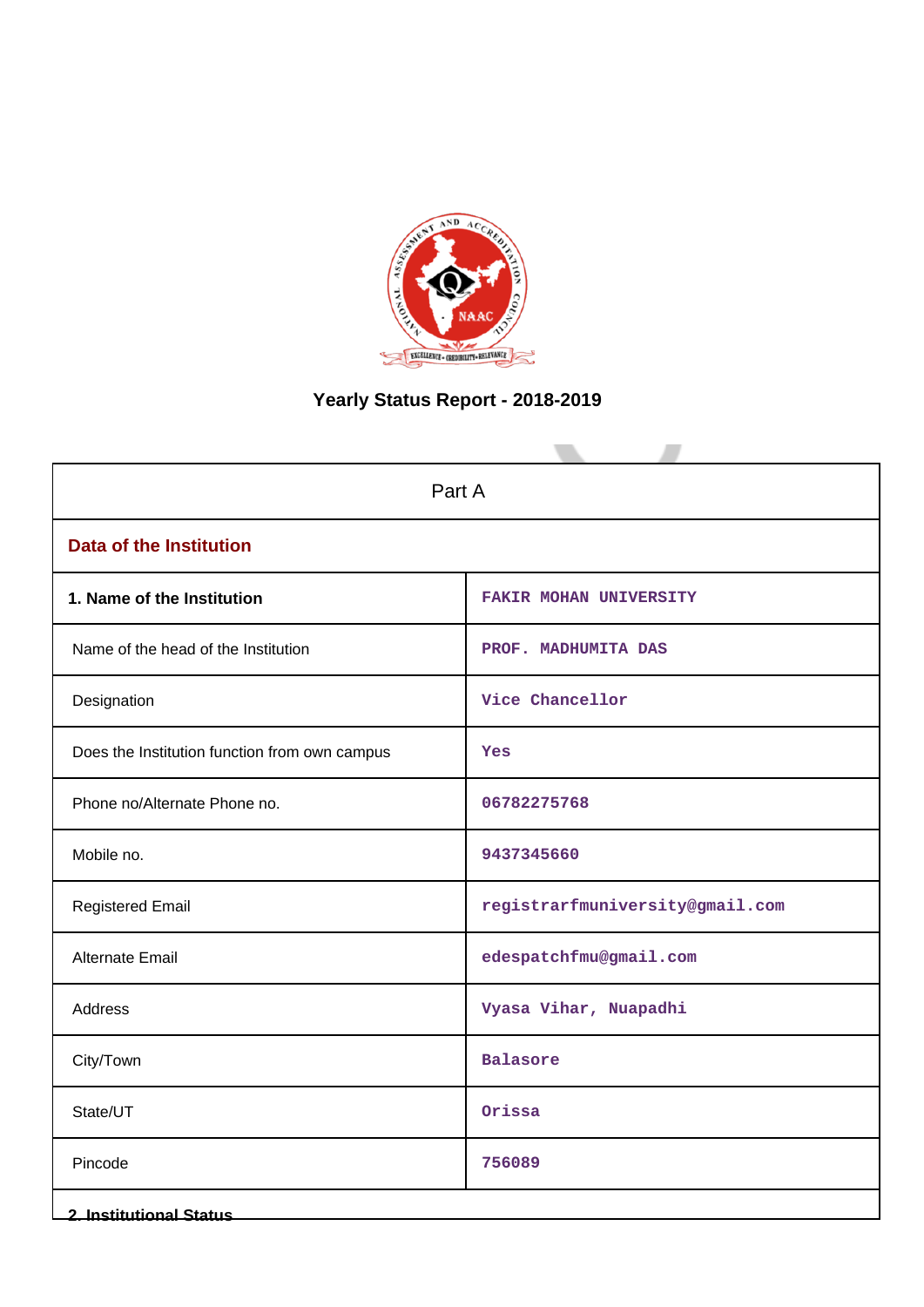# Yearly Status Report - 2018-2019

| Part A | |
|---|---|
| **Data of the Institution** | |
| **1. Name of the Institution** | FAKIR MOHAN UNIVERSITY |
| Name of the head of the Institution | PROF. MADHUMITA DAS |
| Designation | Vice Chancellor |
| Does the Institution function from own campus | Yes |
| Phone no/Alternate Phone no. | 06782275768 |
| Mobile no. | 9437345660 |
| Registered Email | registrarfmuniversity@gmail.com |
| Alternate Email | edespatchfmu@gmail.com |
| Address | Vyasa Vihar, Nuapadhi |
| City/Town | Balasore |
| State/UT | Orissa |
| Pincode | 756089 |

**2. Institutional Status**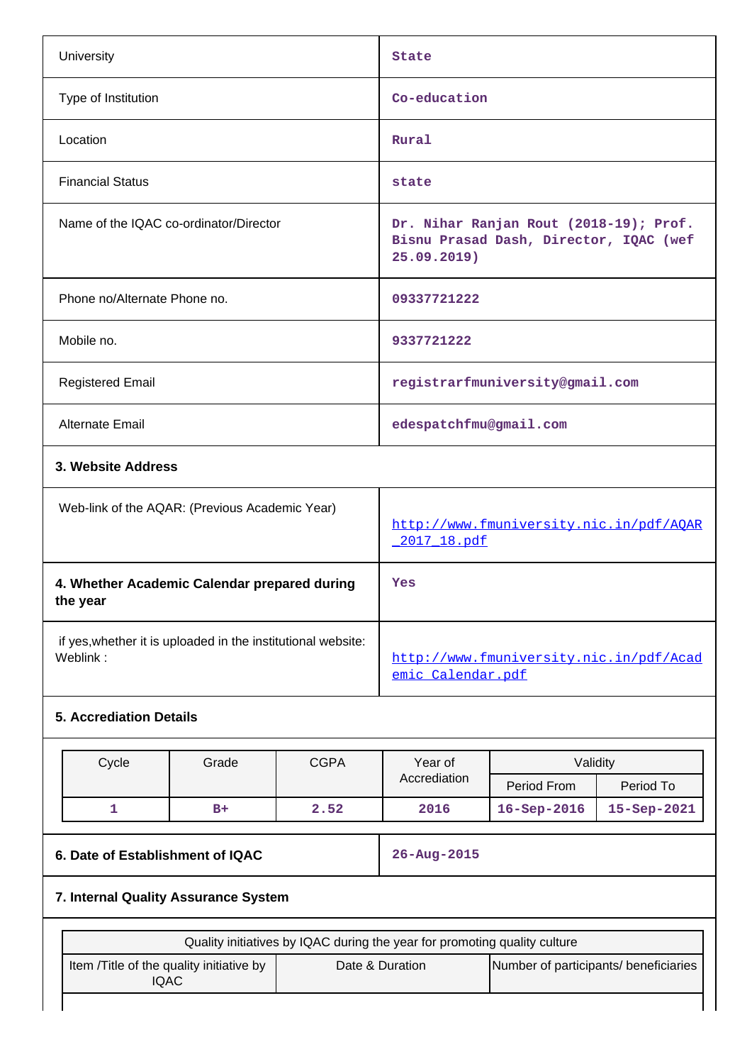| | |
|---|---|
| University | State |
| Type of Institution | Co-education |
| Location | Rural |
| Financial Status | state |
| Name of the IQAC co-ordinator/Director | Dr. Nihar Ranjan Rout (2018-19); Prof. Bisnu Prasad Dash, Director, IQAC (wef 25.09.2019) |
| Phone no/Alternate Phone no. | 09337721222 |
| Mobile no. | 9337721222 |
| Registered Email | registrarfmuniversity@gmail.com |
| Alternate Email | edespatchfmu@gmail.com |

### 3. Website Address

| | |
|---|---|
| Web-link of the AQAR: (Previous Academic Year) | http://www.fmuniversity.nic.in/pdf/AQAR_2017_18.pdf |

| | |
|---|---|
| **4. Whether Academic Calendar prepared during the year** | Yes |
| if yes,whether it is uploaded in the institutional website: Weblink : | http://www.fmuniversity.nic.in/pdf/Academic Calendar.pdf |

### 5. Accrediation Details

| Cycle | Grade | CGPA | Year of Accrediation | Validity | |
|---|---|---|---|---|---|
| | | | | Period From | Period To |
| 1 | B+ | 2.52 | 2016 | 16-Sep-2016 | 15-Sep-2021 |

| | |
|---|---|
| **6. Date of Establishment of IQAC** | 26-Aug-2015 |

### 7. Internal Quality Assurance System

| Quality initiatives by IQAC during the year for promoting quality culture | | |
|---|---|---|
| Item /Title of the quality initiative by IQAC | Date & Duration | Number of participants/ beneficiaries |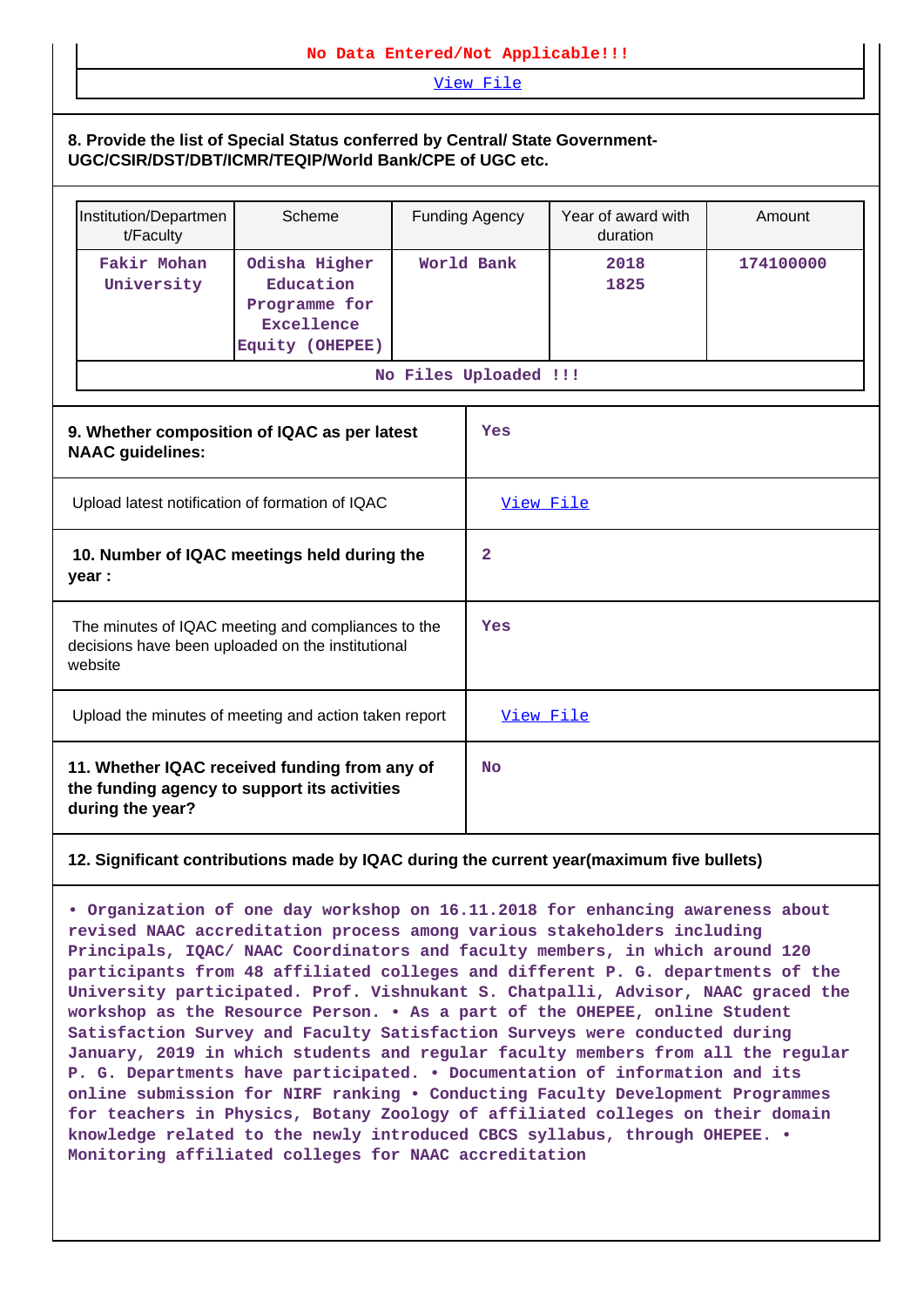No Data Entered/Not Applicable!!!

View File

**8. Provide the list of Special Status conferred by Central/ State Government- UGC/CSIR/DST/DBT/ICMR/TEQIP/World Bank/CPE of UGC etc.**

| Institution/Department/Faculty | Scheme | Funding Agency | Year of award with duration | Amount |
|---|---|---|---|---|
| Fakir Mohan University | Odisha Higher Education Programme for Excellence Equity (OHEPEE) | World Bank | 2018 1825 | 174100000 |

No Files Uploaded !!!

| | |
|---|---|
| **9. Whether composition of IQAC as per latest NAAC guidelines:** | Yes |
| Upload latest notification of formation of IQAC | View File |
| **10. Number of IQAC meetings held during the year :** | 2 |
| The minutes of IQAC meeting and compliances to the decisions have been uploaded on the institutional website | Yes |
| Upload the minutes of meeting and action taken report | View File |
| **11. Whether IQAC received funding from any of the funding agency to support its activities during the year?** | No |

**12. Significant contributions made by IQAC during the current year(maximum five bullets)**

• Organization of one day workshop on 16.11.2018 for enhancing awareness about revised NAAC accreditation process among various stakeholders including Principals, IQAC/ NAAC Coordinators and faculty members, in which around 120 participants from 48 affiliated colleges and different P. G. departments of the University participated. Prof. Vishnukant S. Chatpalli, Advisor, NAAC graced the workshop as the Resource Person. • As a part of the OHEPEE, online Student Satisfaction Survey and Faculty Satisfaction Surveys were conducted during January, 2019 in which students and regular faculty members from all the regular P. G. Departments have participated. • Documentation of information and its online submission for NIRF ranking • Conducting Faculty Development Programmes for teachers in Physics, Botany Zoology of affiliated colleges on their domain knowledge related to the newly introduced CBCS syllabus, through OHEPEE. • Monitoring affiliated colleges for NAAC accreditation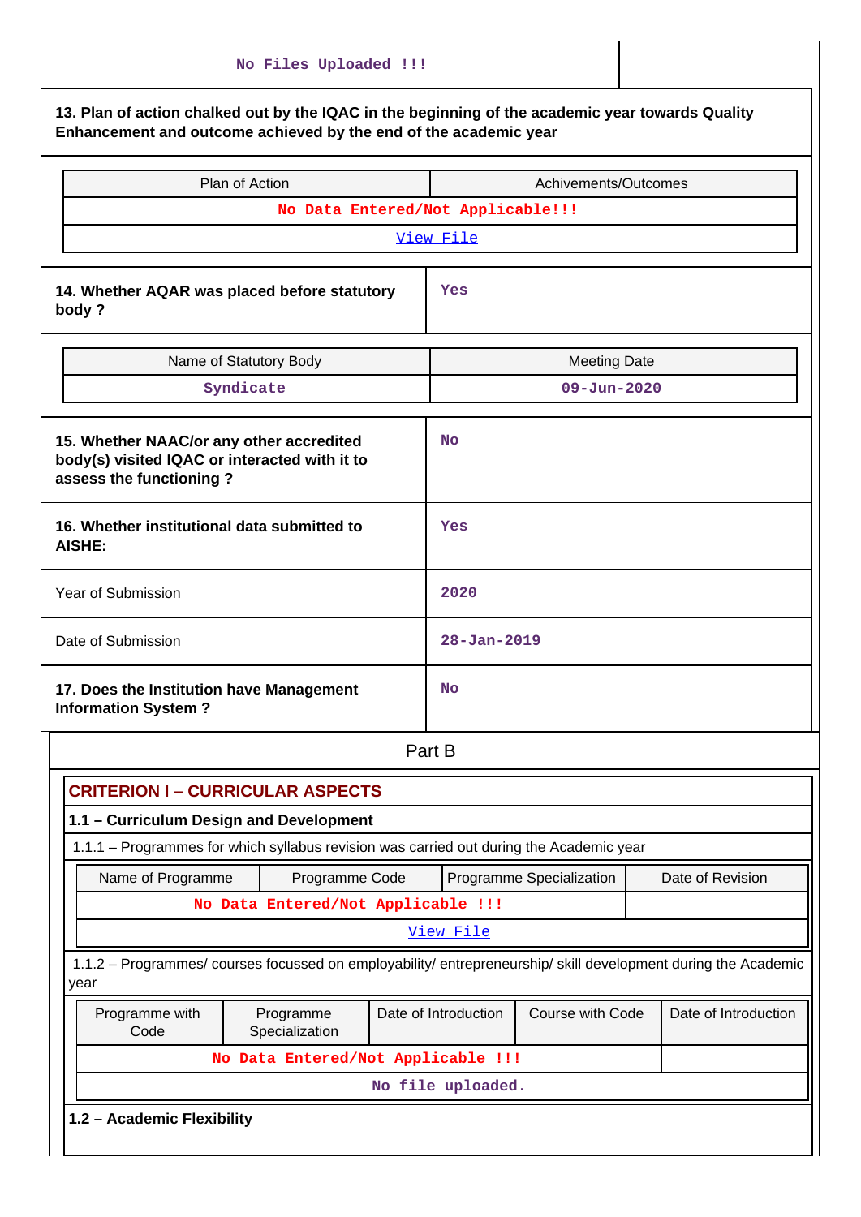No Files Uploaded !!!

**13. Plan of action chalked out by the IQAC in the beginning of the academic year towards Quality Enhancement and outcome achieved by the end of the academic year**

| Plan of Action | Achivements/Outcomes |
|---|---|
| No Data Entered/Not Applicable!!! | |
| View File | |

| | |
|---|---|
| **14. Whether AQAR was placed before statutory body ?** | Yes |

| Name of Statutory Body | Meeting Date |
|---|---|
| Syndicate | 09-Jun-2020 |

| | |
|---|---|
| **15. Whether NAAC/or any other accredited body(s) visited IQAC or interacted with it to assess the functioning ?** | No |
| **16. Whether institutional data submitted to AISHE:** | Yes |
| Year of Submission | 2020 |
| Date of Submission | 28-Jan-2019 |
| **17. Does the Institution have Management Information System ?** | No |

## Part B

### CRITERION I – CURRICULAR ASPECTS

**1.1 – Curriculum Design and Development**

1.1.1 – Programmes for which syllabus revision was carried out during the Academic year

| Name of Programme | Programme Code | Programme Specialization | Date of Revision |
|---|---|---|---|
| No Data Entered/Not Applicable !!! | | | |
| View File | | | |

1.1.2 – Programmes/ courses focussed on employability/ entrepreneurship/ skill development during the Academic year

| Programme with Code | Programme Specialization | Date of Introduction | Course with Code | Date of Introduction |
|---|---|---|---|---|
| No Data Entered/Not Applicable !!! | | | | |
| No file uploaded. | | | | |

**1.2 – Academic Flexibility**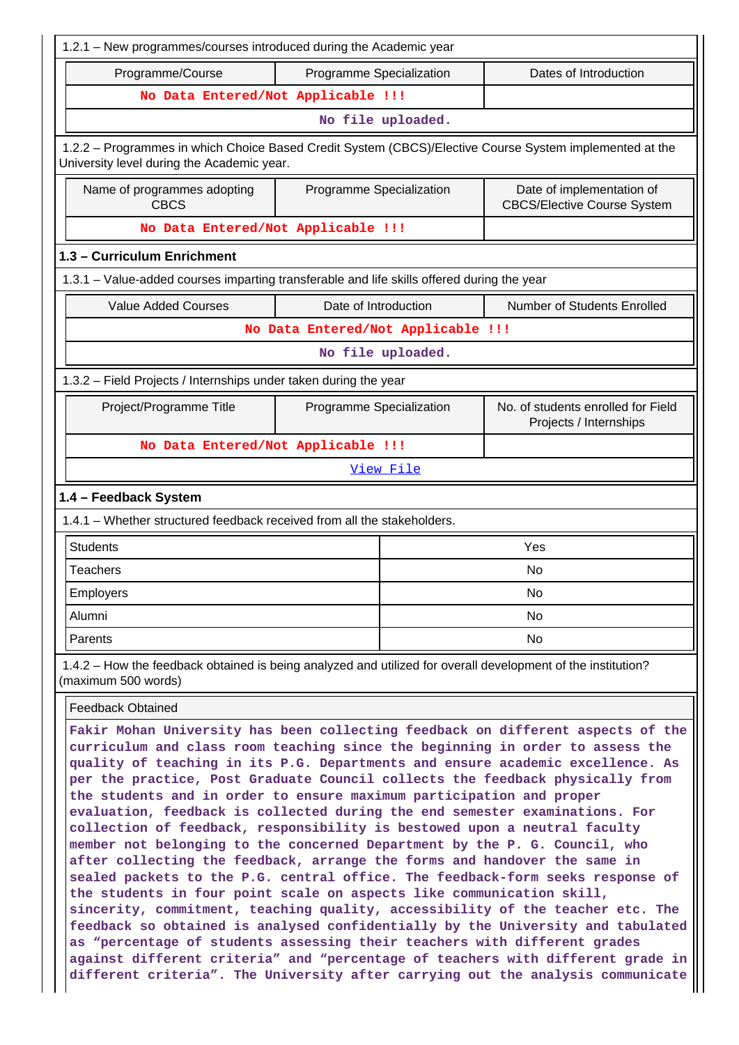1.2.1 – New programmes/courses introduced during the Academic year

| Programme/Course | Programme Specialization | Dates of Introduction |
|---|---|---|
| No Data Entered/Not Applicable !!! | | |
| No file uploaded. | | |

1.2.2 – Programmes in which Choice Based Credit System (CBCS)/Elective Course System implemented at the University level during the Academic year.

| Name of programmes adopting CBCS | Programme Specialization | Date of implementation of CBCS/Elective Course System |
|---|---|---|
| No Data Entered/Not Applicable !!! | | |

**1.3 – Curriculum Enrichment**

1.3.1 – Value-added courses imparting transferable and life skills offered during the year

| Value Added Courses | Date of Introduction | Number of Students Enrolled |
|---|---|---|
| No Data Entered/Not Applicable !!! | | |
| No file uploaded. | | |

1.3.2 – Field Projects / Internships under taken during the year

| Project/Programme Title | Programme Specialization | No. of students enrolled for Field Projects / Internships |
|---|---|---|
| No Data Entered/Not Applicable !!! | | |
| View File | | |

**1.4 – Feedback System**

1.4.1 – Whether structured feedback received from all the stakeholders.

| | |
|---|---|
| Students | Yes |
| Teachers | No |
| Employers | No |
| Alumni | No |
| Parents | No |

1.4.2 – How the feedback obtained is being analyzed and utilized for overall development of the institution? (maximum 500 words)

Feedback Obtained

Fakir Mohan University has been collecting feedback on different aspects of the curriculum and class room teaching since the beginning in order to assess the quality of teaching in its P.G. Departments and ensure academic excellence. As per the practice, Post Graduate Council collects the feedback physically from the students and in order to ensure maximum participation and proper evaluation, feedback is collected during the end semester examinations. For collection of feedback, responsibility is bestowed upon a neutral faculty member not belonging to the concerned Department by the P. G. Council, who after collecting the feedback, arrange the forms and handover the same in sealed packets to the P.G. central office. The feedback-form seeks response of the students in four point scale on aspects like communication skill, sincerity, commitment, teaching quality, accessibility of the teacher etc. The feedback so obtained is analysed confidentially by the University and tabulated as “percentage of students assessing their teachers with different grades against different criteria” and “percentage of teachers with different grade in different criteria”. The University after carrying out the analysis communicate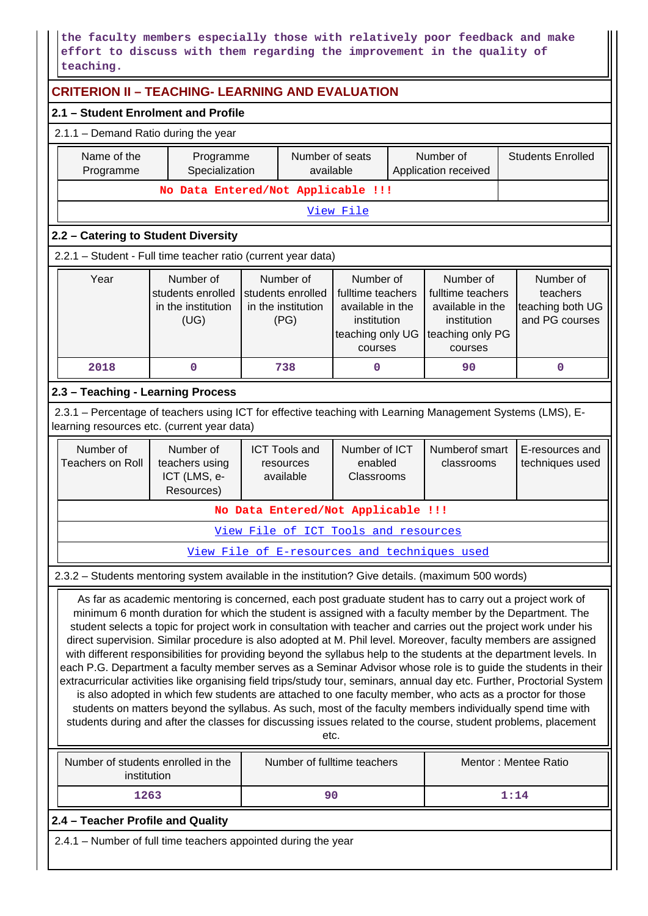the faculty members especially those with relatively poor feedback and make effort to discuss with them regarding the improvement in the quality of teaching.

## CRITERION II – TEACHING- LEARNING AND EVALUATION

### 2.1 – Student Enrolment and Profile

2.1.1 – Demand Ratio during the year

| Name of the Programme | Programme Specialization | Number of seats available | Number of Application received | Students Enrolled |
|---|---|---|---|---|
| No Data Entered/Not Applicable !!! | | | | |
| View File | | | | |

### 2.2 – Catering to Student Diversity

2.2.1 – Student - Full time teacher ratio (current year data)

| Year | Number of students enrolled in the institution (UG) | Number of students enrolled in the institution (PG) | Number of fulltime teachers available in the institution teaching only UG courses | Number of fulltime teachers available in the institution teaching only PG courses | Number of teachers teaching both UG and PG courses |
|---|---|---|---|---|---|
| 2018 | 0 | 738 | 0 | 90 | 0 |

### 2.3 – Teaching - Learning Process

2.3.1 – Percentage of teachers using ICT for effective teaching with Learning Management Systems (LMS), E-learning resources etc. (current year data)

| Number of Teachers on Roll | Number of teachers using ICT (LMS, e-Resources) | ICT Tools and resources available | Number of ICT enabled Classrooms | Numberof smart classrooms | E-resources and techniques used |
|---|---|---|---|---|---|
| No Data Entered/Not Applicable !!! | | | | | |
| View File of ICT Tools and resources | | | | | |
| View File of E-resources and techniques used | | | | | |

2.3.2 – Students mentoring system available in the institution? Give details. (maximum 500 words)

As far as academic mentoring is concerned, each post graduate student has to carry out a project work of minimum 6 month duration for which the student is assigned with a faculty member by the Department. The student selects a topic for project work in consultation with teacher and carries out the project work under his direct supervision. Similar procedure is also adopted at M. Phil level. Moreover, faculty members are assigned with different responsibilities for providing beyond the syllabus help to the students at the department levels. In each P.G. Department a faculty member serves as a Seminar Advisor whose role is to guide the students in their extracurricular activities like organising field trips/study tour, seminars, annual day etc. Further, Proctorial System is also adopted in which few students are attached to one faculty member, who acts as a proctor for those students on matters beyond the syllabus. As such, most of the faculty members individually spend time with students during and after the classes for discussing issues related to the course, student problems, placement etc.

| Number of students enrolled in the institution | Number of fulltime teachers | Mentor : Mentee Ratio |
|---|---|---|
| 1263 | 90 | 1:14 |

### 2.4 – Teacher Profile and Quality

2.4.1 – Number of full time teachers appointed during the year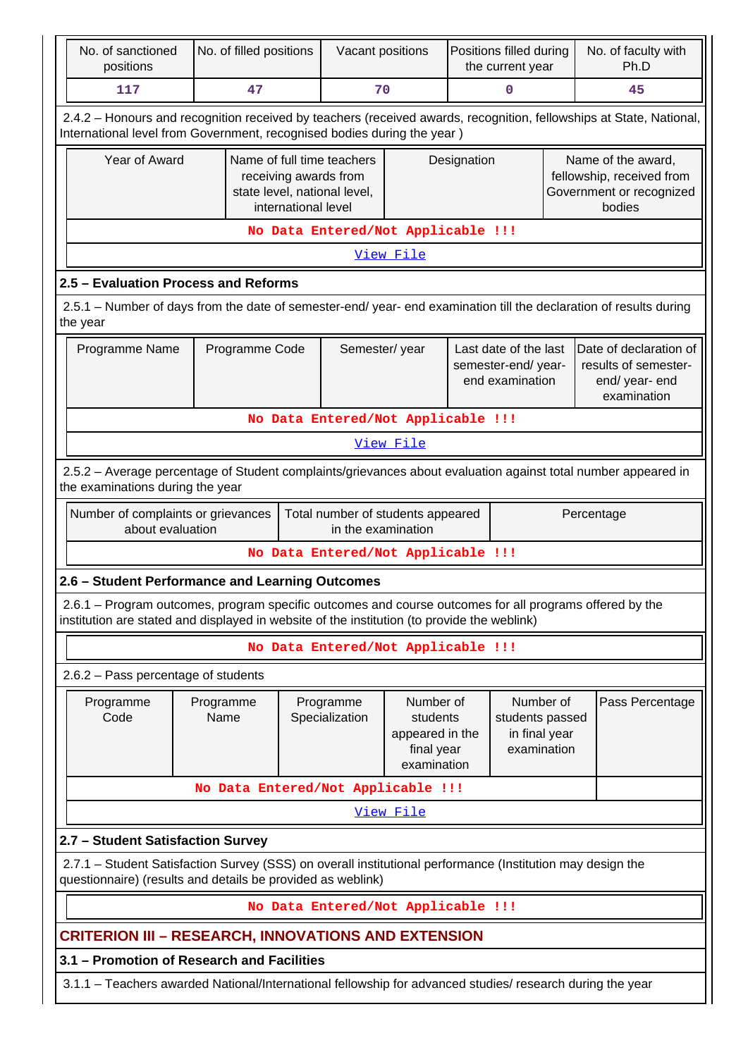| No. of sanctioned positions | No. of filled positions | Vacant positions | Positions filled during the current year | No. of faculty with Ph.D |
|---|---|---|---|---|
| 117 | 47 | 70 | 0 | 45 |

2.4.2 – Honours and recognition received by teachers (received awards, recognition, fellowships at State, National, International level from Government, recognised bodies during the year )

| Year of Award | Name of full time teachers receiving awards from state level, national level, international level | Designation | Name of the award, fellowship, received from Government or recognized bodies |
|---|---|---|---|
| No Data Entered/Not Applicable !!! | | | |
| View File | | | |

### 2.5 – Evaluation Process and Reforms

2.5.1 – Number of days from the date of semester-end/ year- end examination till the declaration of results during the year

| Programme Name | Programme Code | Semester/ year | Last date of the last semester-end/ year- end examination | Date of declaration of results of semester- end/ year- end examination |
|---|---|---|---|---|
| No Data Entered/Not Applicable !!! | | | | |
| View File | | | | |

2.5.2 – Average percentage of Student complaints/grievances about evaluation against total number appeared in the examinations during the year

| Number of complaints or grievances about evaluation | Total number of students appeared in the examination | Percentage |
|---|---|---|
| No Data Entered/Not Applicable !!! | | |

### 2.6 – Student Performance and Learning Outcomes

2.6.1 – Program outcomes, program specific outcomes and course outcomes for all programs offered by the institution are stated and displayed in website of the institution (to provide the weblink)

No Data Entered/Not Applicable !!!

2.6.2 – Pass percentage of students

| Programme Code | Programme Name | Programme Specialization | Number of students appeared in the final year examination | Number of students passed in final year examination | Pass Percentage |
|---|---|---|---|---|---|
| No Data Entered/Not Applicable !!! | | | | | |
| View File | | | | | |

### 2.7 – Student Satisfaction Survey

2.7.1 – Student Satisfaction Survey (SSS) on overall institutional performance (Institution may design the questionnaire) (results and details be provided as weblink)

No Data Entered/Not Applicable !!!

## CRITERION III – RESEARCH, INNOVATIONS AND EXTENSION

### 3.1 – Promotion of Research and Facilities

3.1.1 – Teachers awarded National/International fellowship for advanced studies/ research during the year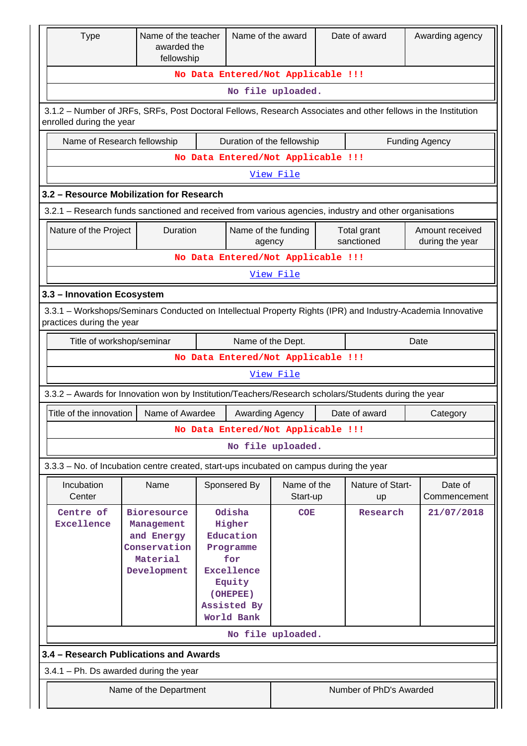| Type | Name of the teacher awarded the fellowship | Name of the award | Date of award | Awarding agency |
|---|---|---|---|---|
| No Data Entered/Not Applicable !!! | | | | |
| No file uploaded. | | | | |

3.1.2 – Number of JRFs, SRFs, Post Doctoral Fellows, Research Associates and other fellows in the Institution enrolled during the year

| Name of Research fellowship | Duration of the fellowship | Funding Agency |
|---|---|---|
| No Data Entered/Not Applicable !!! | | |
| View File | | |

### 3.2 – Resource Mobilization for Research

3.2.1 – Research funds sanctioned and received from various agencies, industry and other organisations

| Nature of the Project | Duration | Name of the funding agency | Total grant sanctioned | Amount received during the year |
|---|---|---|---|---|
| No Data Entered/Not Applicable !!! | | | | |
| View File | | | | |

### 3.3 – Innovation Ecosystem

3.3.1 – Workshops/Seminars Conducted on Intellectual Property Rights (IPR) and Industry-Academia Innovative practices during the year

| Title of workshop/seminar | Name of the Dept. | Date |
|---|---|---|
| No Data Entered/Not Applicable !!! | | |
| View File | | |

3.3.2 – Awards for Innovation won by Institution/Teachers/Research scholars/Students during the year

| Title of the innovation | Name of Awardee | Awarding Agency | Date of award | Category |
|---|---|---|---|---|
| No Data Entered/Not Applicable !!! | | | | |
| No file uploaded. | | | | |

3.3.3 – No. of Incubation centre created, start-ups incubated on campus during the year

| Incubation Center | Name | Sponsered By | Name of the Start-up | Nature of Start-up | Date of Commencement |
|---|---|---|---|---|---|
| Centre of Excellence | Bioresource Management and Energy Conservation Material Development | Odisha Higher Education Programme for Excellence Equity (OHEPEE) Assisted By World Bank | COE | Research | 21/07/2018 |
| No file uploaded. | | | | | |

### 3.4 – Research Publications and Awards

3.4.1 – Ph. Ds awarded during the year

| Name of the Department | Number of PhD's Awarded |
|---|---|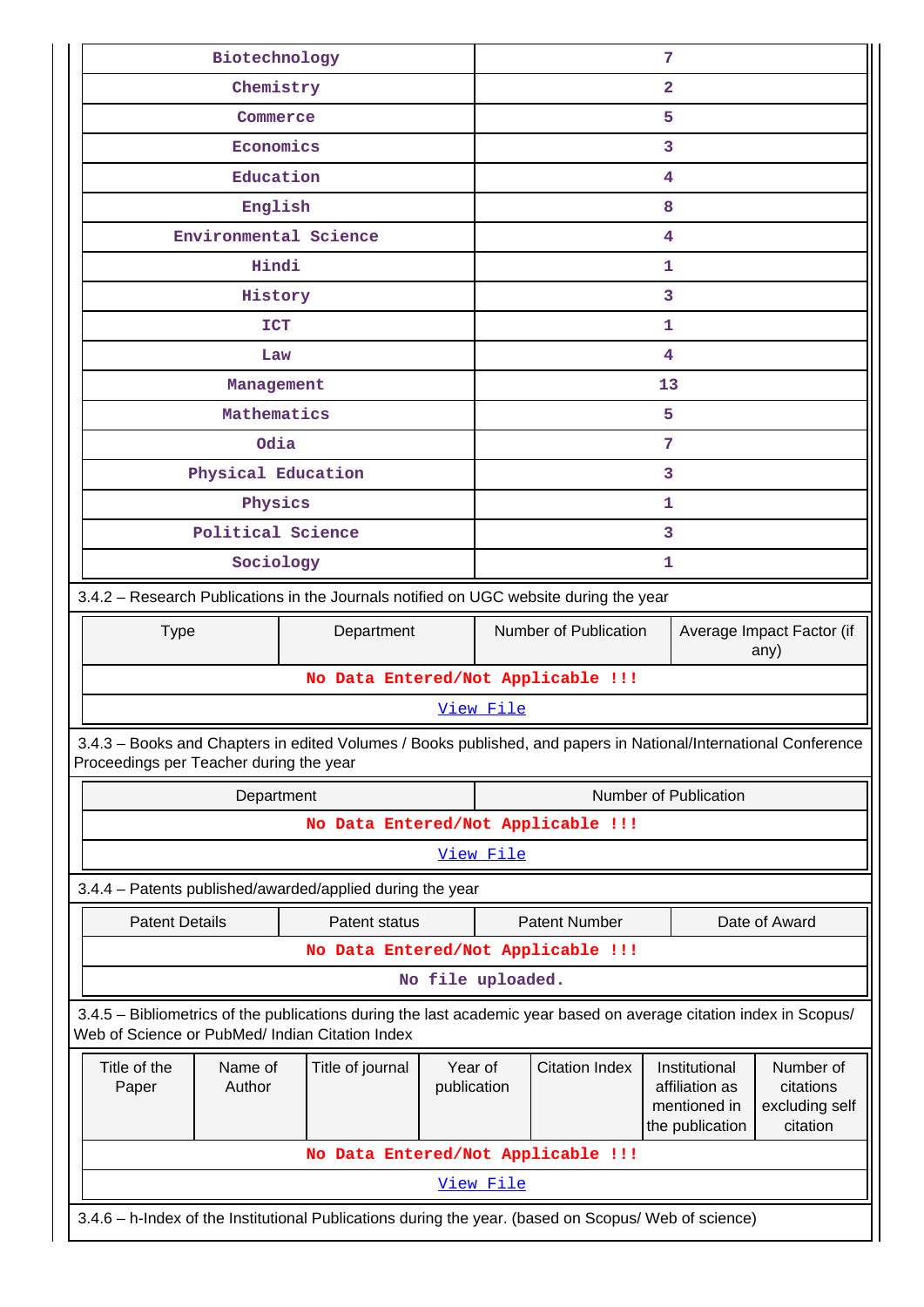| | |
|---|---|
| Biotechnology | 7 |
| Chemistry | 2 |
| Commerce | 5 |
| Economics | 3 |
| Education | 4 |
| English | 8 |
| Environmental Science | 4 |
| Hindi | 1 |
| History | 3 |
| ICT | 1 |
| Law | 4 |
| Management | 13 |
| Mathematics | 5 |
| Odia | 7 |
| Physical Education | 3 |
| Physics | 1 |
| Political Science | 3 |
| Sociology | 1 |

3.4.2 – Research Publications in the Journals notified on UGC website during the year

| Type | Department | Number of Publication | Average Impact Factor (if any) |
|---|---|---|---|
| No Data Entered/Not Applicable !!! | | | |
| View File | | | |

3.4.3 – Books and Chapters in edited Volumes / Books published, and papers in National/International Conference Proceedings per Teacher during the year

| Department | Number of Publication |
|---|---|
| No Data Entered/Not Applicable !!! | |
| View File | |

3.4.4 – Patents published/awarded/applied during the year

| Patent Details | Patent status | Patent Number | Date of Award |
|---|---|---|---|
| No Data Entered/Not Applicable !!! | | | |
| No file uploaded. | | | |

3.4.5 – Bibliometrics of the publications during the last academic year based on average citation index in Scopus/ Web of Science or PubMed/ Indian Citation Index

| Title of the Paper | Name of Author | Title of journal | Year of publication | Citation Index | Institutional affiliation as mentioned in the publication | Number of citations excluding self citation |
|---|---|---|---|---|---|---|
| No Data Entered/Not Applicable !!! | | | | | | |
| View File | | | | | | |

3.4.6 – h-Index of the Institutional Publications during the year. (based on Scopus/ Web of science)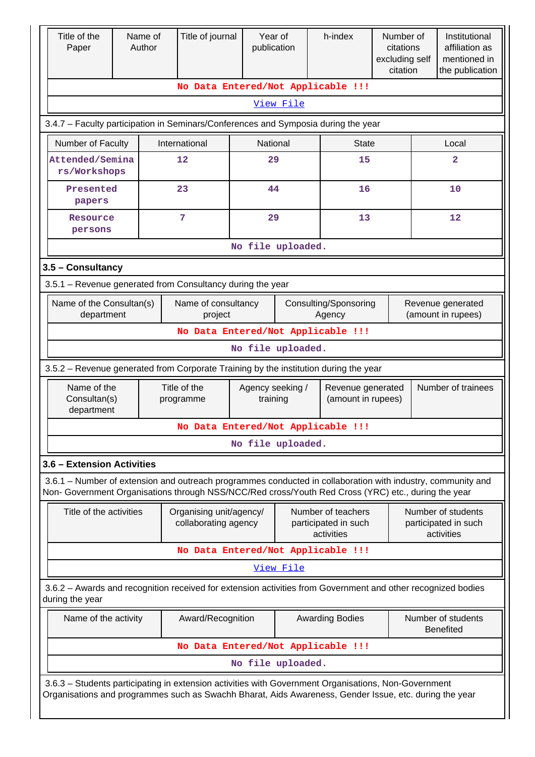| Title of the Paper | Name of Author | Title of journal | Year of publication | h-index | Number of citations excluding self citation | Institutional affiliation as mentioned in the publication |
|---|---|---|---|---|---|---|
| No Data Entered/Not Applicable !!! | | | | | | |
| View File | | | | | | |

3.4.7 – Faculty participation in Seminars/Conferences and Symposia during the year

| Number of Faculty | International | National | State | Local |
|---|---|---|---|---|
| Attended/Seminars/Workshops | 12 | 29 | 15 | 2 |
| Presented papers | 23 | 44 | 16 | 10 |
| Resource persons | 7 | 29 | 13 | 12 |
| No file uploaded. | | | | |

### 3.5 – Consultancy

3.5.1 – Revenue generated from Consultancy during the year

| Name of the Consultan(s) department | Name of consultancy project | Consulting/Sponsoring Agency | Revenue generated (amount in rupees) |
|---|---|---|---|
| No Data Entered/Not Applicable !!! | | | |
| No file uploaded. | | | |

3.5.2 – Revenue generated from Corporate Training by the institution during the year

| Name of the Consultan(s) department | Title of the programme | Agency seeking / training | Revenue generated (amount in rupees) | Number of trainees |
|---|---|---|---|---|
| No Data Entered/Not Applicable !!! | | | | |
| No file uploaded. | | | | |

### 3.6 – Extension Activities

3.6.1 – Number of extension and outreach programmes conducted in collaboration with industry, community and Non- Government Organisations through NSS/NCC/Red cross/Youth Red Cross (YRC) etc., during the year

| Title of the activities | Organising unit/agency/ collaborating agency | Number of teachers participated in such activities | Number of students participated in such activities |
|---|---|---|---|
| No Data Entered/Not Applicable !!! | | | |
| View File | | | |

3.6.2 – Awards and recognition received for extension activities from Government and other recognized bodies during the year

| Name of the activity | Award/Recognition | Awarding Bodies | Number of students Benefited |
|---|---|---|---|
| No Data Entered/Not Applicable !!! | | | |
| No file uploaded. | | | |

3.6.3 – Students participating in extension activities with Government Organisations, Non-Government Organisations and programmes such as Swachh Bharat, Aids Awareness, Gender Issue, etc. during the year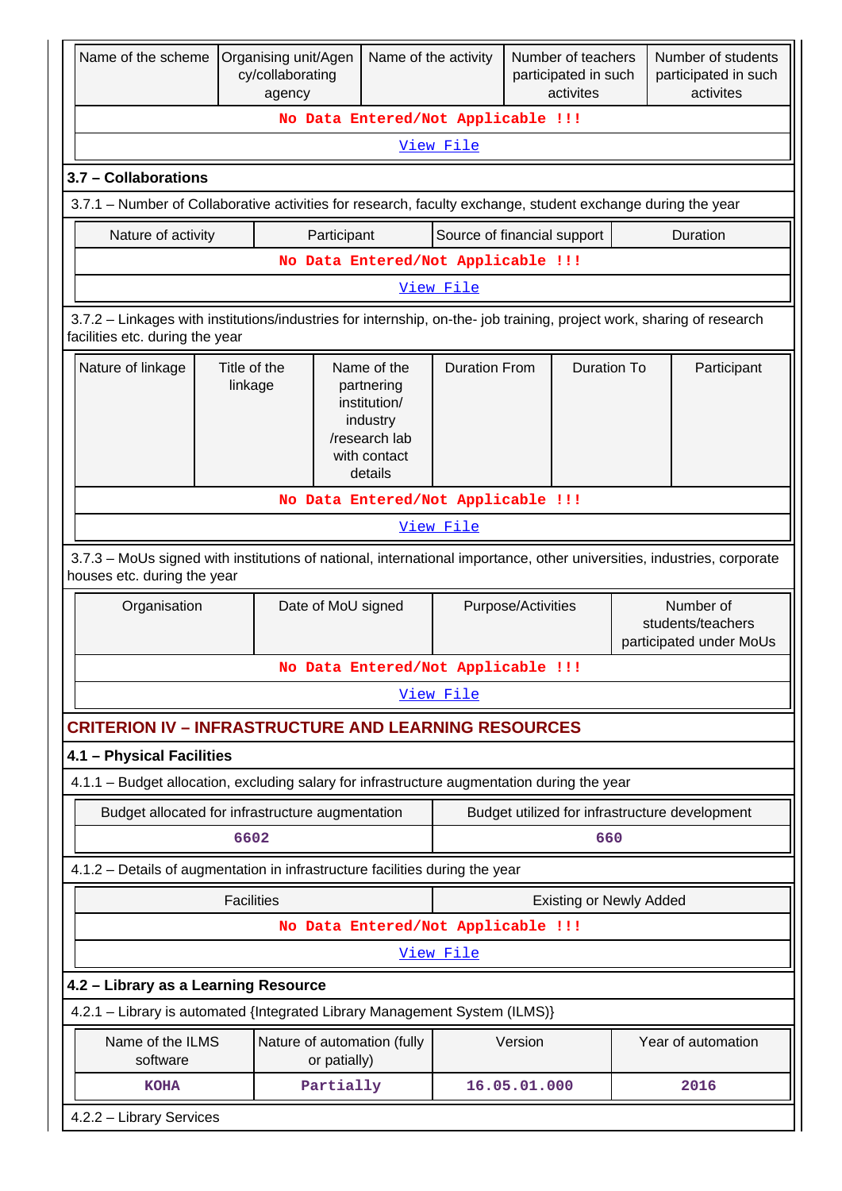| Name of the scheme | Organising unit/Agency/collaborating agency | Name of the activity | Number of teachers participated in such activites | Number of students participated in such activites |
|---|---|---|---|---|
| No Data Entered/Not Applicable !!! | | | | |
| View File | | | | |

### 3.7 – Collaborations

3.7.1 – Number of Collaborative activities for research, faculty exchange, student exchange during the year

| Nature of activity | Participant | Source of financial support | Duration |
|---|---|---|---|
| No Data Entered/Not Applicable !!! | | | |
| View File | | | |

3.7.2 – Linkages with institutions/industries for internship, on-the- job training, project work, sharing of research facilities etc. during the year

| Nature of linkage | Title of the linkage | Name of the partnering institution/ industry /research lab with contact details | Duration From | Duration To | Participant |
|---|---|---|---|---|---|
| No Data Entered/Not Applicable !!! | | | | | |
| View File | | | | | |

3.7.3 – MoUs signed with institutions of national, international importance, other universities, industries, corporate houses etc. during the year

| Organisation | Date of MoU signed | Purpose/Activities | Number of students/teachers participated under MoUs |
|---|---|---|---|
| No Data Entered/Not Applicable !!! | | | |
| View File | | | |

## CRITERION IV – INFRASTRUCTURE AND LEARNING RESOURCES

### 4.1 – Physical Facilities

4.1.1 – Budget allocation, excluding salary for infrastructure augmentation during the year

| Budget allocated for infrastructure augmentation | Budget utilized for infrastructure development |
|---|---|
| 6602 | 660 |

4.1.2 – Details of augmentation in infrastructure facilities during the year

| Facilities | Existing or Newly Added |
|---|---|
| No Data Entered/Not Applicable !!! | |
| View File | |

### 4.2 – Library as a Learning Resource

4.2.1 – Library is automated {Integrated Library Management System (ILMS)}

| Name of the ILMS software | Nature of automation (fully or patially) | Version | Year of automation |
|---|---|---|---|
| KOHA | Partially | 16.05.01.000 | 2016 |

4.2.2 – Library Services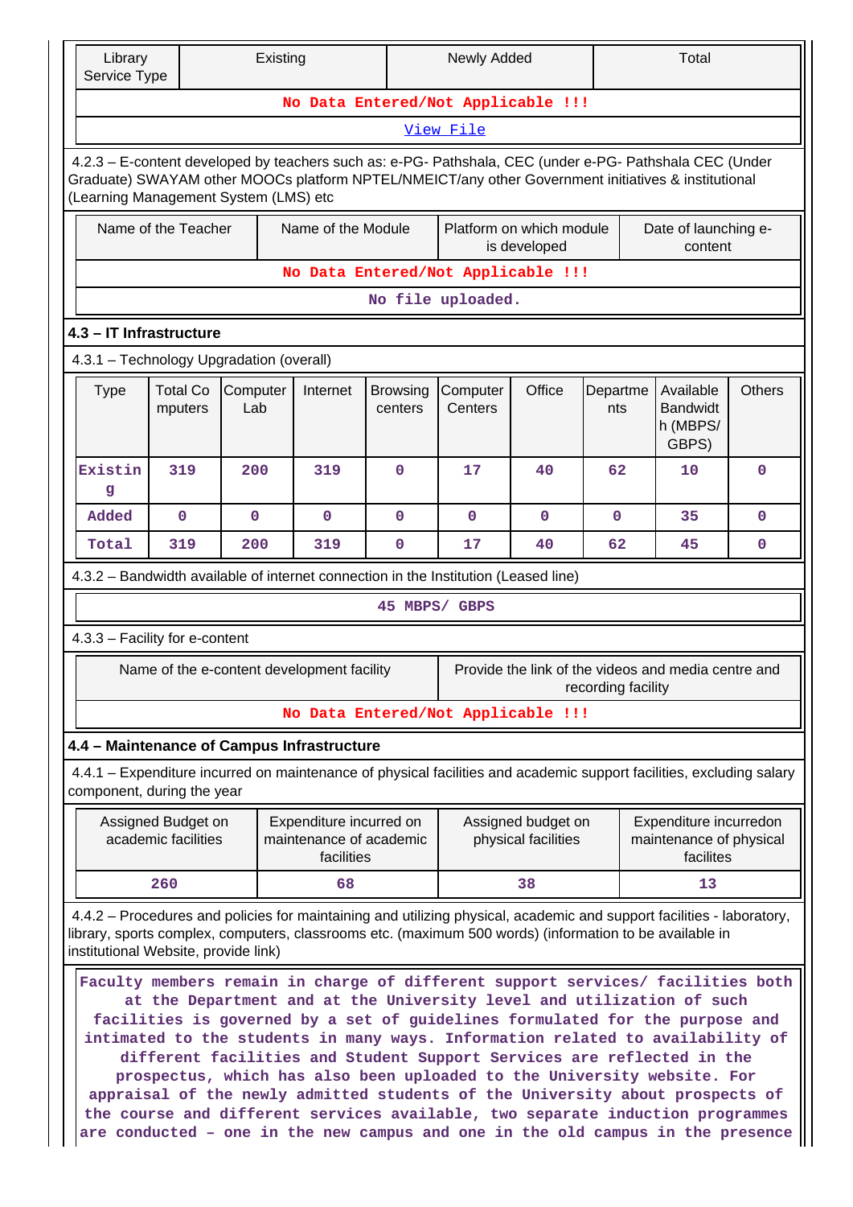| Library Service Type | Existing | Newly Added | Total |
|---|---|---|---|
| **No Data Entered/Not Applicable !!!** | | | |
| View File | | | |

4.2.3 – E-content developed by teachers such as: e-PG- Pathshala, CEC (under e-PG- Pathshala CEC (Under Graduate) SWAYAM other MOOCs platform NPTEL/NMEICT/any other Government initiatives & institutional (Learning Management System (LMS) etc

| Name of the Teacher | Name of the Module | Platform on which module is developed | Date of launching e-content |
|---|---|---|---|
| **No Data Entered/Not Applicable !!!** | | | |
| **No file uploaded.** | | | |

### 4.3 – IT Infrastructure

4.3.1 – Technology Upgradation (overall)

| Type | Total Computers | Computer Lab | Internet | Browsing centers | Computer Centers | Office | Departments | Available Bandwidth (MBPS/ GBPS) | Others |
|---|---|---|---|---|---|---|---|---|---|
| Existing | 319 | 200 | 319 | 0 | 17 | 40 | 62 | 10 | 0 |
| Added | 0 | 0 | 0 | 0 | 0 | 0 | 0 | 35 | 0 |
| Total | 319 | 200 | 319 | 0 | 17 | 40 | 62 | 45 | 0 |

4.3.2 – Bandwidth available of internet connection in the Institution (Leased line)

**45 MBPS/ GBPS**

4.3.3 – Facility for e-content

| Name of the e-content development facility | Provide the link of the videos and media centre and recording facility |
|---|---|
| **No Data Entered/Not Applicable !!!** | |

### 4.4 – Maintenance of Campus Infrastructure

4.4.1 – Expenditure incurred on maintenance of physical facilities and academic support facilities, excluding salary component, during the year

| Assigned Budget on academic facilities | Expenditure incurred on maintenance of academic facilities | Assigned budget on physical facilities | Expenditure incurredon maintenance of physical facilites |
|---|---|---|---|
| 260 | 68 | 38 | 13 |

4.4.2 – Procedures and policies for maintaining and utilizing physical, academic and support facilities - laboratory, library, sports complex, computers, classrooms etc. (maximum 500 words) (information to be available in institutional Website, provide link)

Faculty members remain in charge of different support services/ facilities both at the Department and at the University level and utilization of such facilities is governed by a set of guidelines formulated for the purpose and intimated to the students in many ways. Information related to availability of different facilities and Student Support Services are reflected in the prospectus, which has also been uploaded to the University website. For appraisal of the newly admitted students of the University about prospects of the course and different services available, two separate induction programmes are conducted – one in the new campus and one in the old campus in the presence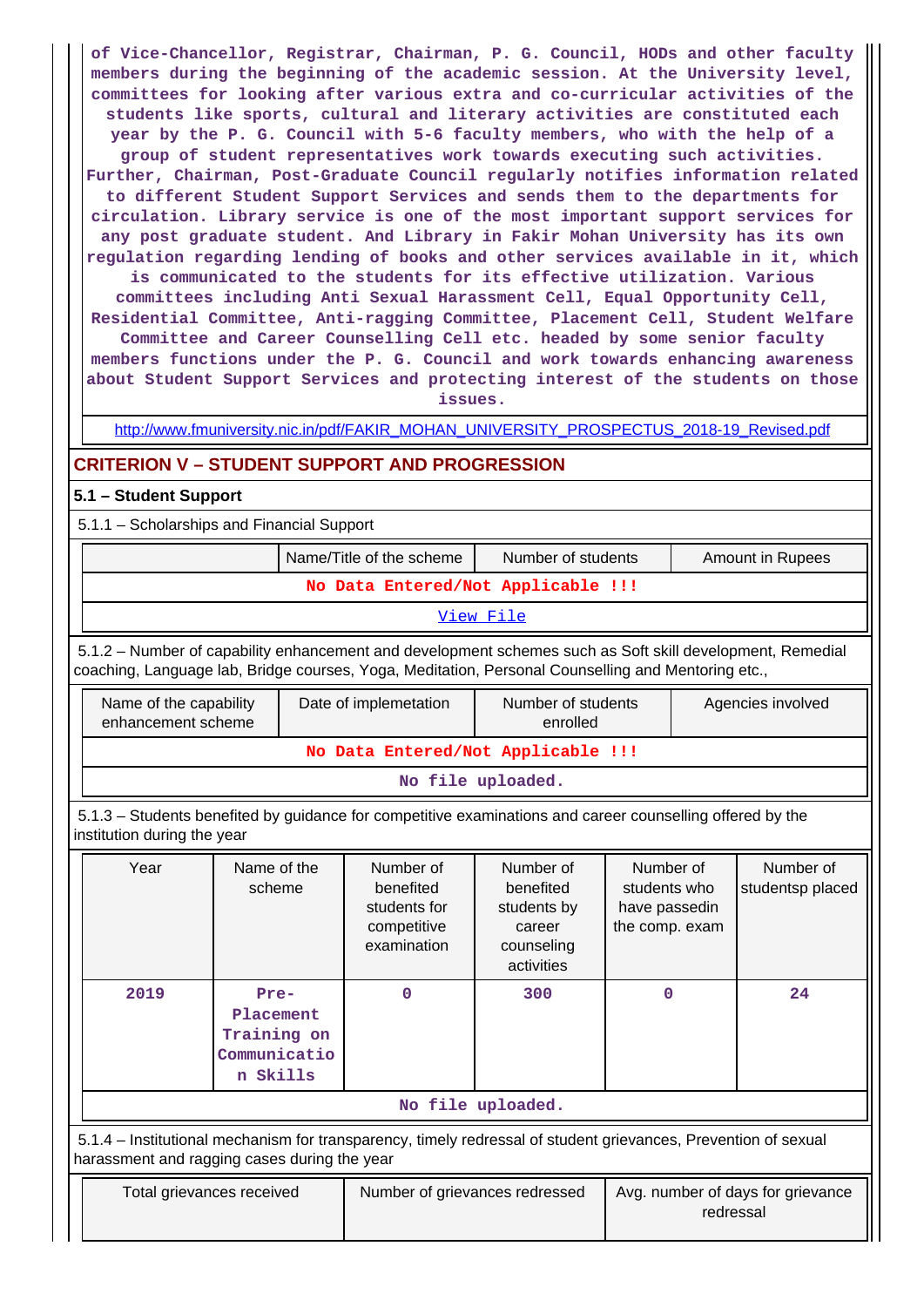of Vice-Chancellor, Registrar, Chairman, P. G. Council, HODs and other faculty members during the beginning of the academic session. At the University level, committees for looking after various extra and co-curricular activities of the students like sports, cultural and literary activities are constituted each year by the P. G. Council with 5-6 faculty members, who with the help of a group of student representatives work towards executing such activities. Further, Chairman, Post-Graduate Council regularly notifies information related to different Student Support Services and sends them to the departments for circulation. Library service is one of the most important support services for any post graduate student. And Library in Fakir Mohan University has its own regulation regarding lending of books and other services available in it, which is communicated to the students for its effective utilization. Various committees including Anti Sexual Harassment Cell, Equal Opportunity Cell, Residential Committee, Anti-ragging Committee, Placement Cell, Student Welfare Committee and Career Counselling Cell etc. headed by some senior faculty members functions under the P. G. Council and work towards enhancing awareness about Student Support Services and protecting interest of the students on those issues.

http://www.fmuniversity.nic.in/pdf/FAKIR_MOHAN_UNIVERSITY_PROSPECTUS_2018-19_Revised.pdf

## CRITERION V – STUDENT SUPPORT AND PROGRESSION

### 5.1 – Student Support

5.1.1 – Scholarships and Financial Support

| | Name/Title of the scheme | Number of students | Amount in Rupees |
|---|---|---|---|
| No Data Entered/Not Applicable !!! | | | |
| View File | | | |

5.1.2 – Number of capability enhancement and development schemes such as Soft skill development, Remedial coaching, Language lab, Bridge courses, Yoga, Meditation, Personal Counselling and Mentoring etc.,

| Name of the capability enhancement scheme | Date of implemetation | Number of students enrolled | Agencies involved |
|---|---|---|---|
| No Data Entered/Not Applicable !!! | | | |
| No file uploaded. | | | |

5.1.3 – Students benefited by guidance for competitive examinations and career counselling offered by the institution during the year

| Year | Name of the scheme | Number of benefited students for competitive examination | Number of benefited students by career counseling activities | Number of students who have passedin the comp. exam | Number of studentsp placed |
|---|---|---|---|---|---|
| 2019 | Pre-Placement Training on Communication Skills | 0 | 300 | 0 | 24 |
| No file uploaded. | | | | | |

5.1.4 – Institutional mechanism for transparency, timely redressal of student grievances, Prevention of sexual harassment and ragging cases during the year

| Total grievances received | Number of grievances redressed | Avg. number of days for grievance redressal |
|---|---|---|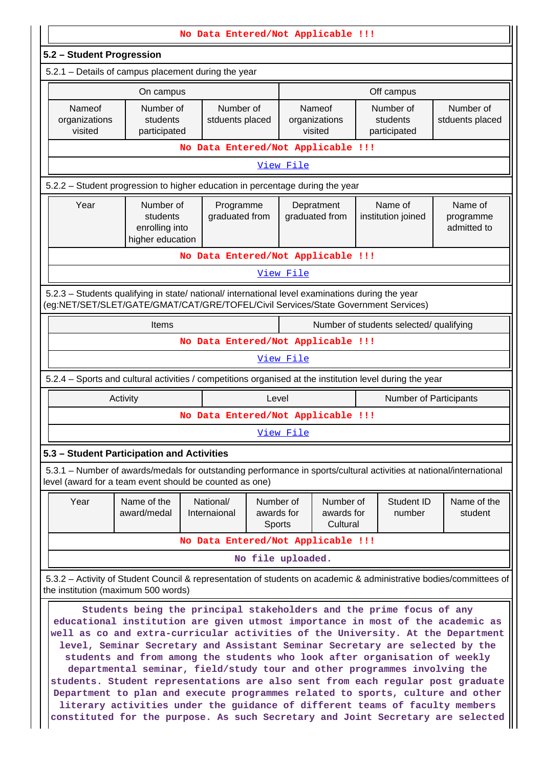No Data Entered/Not Applicable !!!

## 5.2 – Student Progression

5.2.1 – Details of campus placement during the year

| On campus | | | Off campus | | |
|---|---|---|---|---|---|
| Nameof organizations visited | Number of students participated | Number of stduents placed | Nameof organizations visited | Number of students participated | Number of stduents placed |
| No Data Entered/Not Applicable !!! | | | | | |

View File

5.2.2 – Student progression to higher education in percentage during the year

| Year | Number of students enrolling into higher education | Programme graduated from | Depratment graduated from | Name of institution joined | Name of programme admitted to |
|---|---|---|---|---|---|
| No Data Entered/Not Applicable !!! | | | | | |

View File

5.2.3 – Students qualifying in state/ national/ international level examinations during the year (eg:NET/SET/SLET/GATE/GMAT/CAT/GRE/TOFEL/Civil Services/State Government Services)

| Items | Number of students selected/ qualifying |
|---|---|
| No Data Entered/Not Applicable !!! | |

View File

5.2.4 – Sports and cultural activities / competitions organised at the institution level during the year

| Activity | Level | Number of Participants |
|---|---|---|
| No Data Entered/Not Applicable !!! | | |

View File

## 5.3 – Student Participation and Activities

5.3.1 – Number of awards/medals for outstanding performance in sports/cultural activities at national/international level (award for a team event should be counted as one)

| Year | Name of the award/medal | National/ Internaional | Number of awards for Sports | Number of awards for Cultural | Student ID number | Name of the student |
|---|---|---|---|---|---|---|
| No Data Entered/Not Applicable !!! | | | | | | |

No file uploaded.

5.3.2 – Activity of Student Council & representation of students on academic & administrative bodies/committees of the institution (maximum 500 words)

Students being the principal stakeholders and the prime focus of any educational institution are given utmost importance in most of the academic as well as co and extra-curricular activities of the University. At the Department level, Seminar Secretary and Assistant Seminar Secretary are selected by the students and from among the students who look after organisation of weekly departmental seminar, field/study tour and other programmes involving the students. Student representations are also sent from each regular post graduate Department to plan and execute programmes related to sports, culture and other literary activities under the guidance of different teams of faculty members constituted for the purpose. As such Secretary and Joint Secretary are selected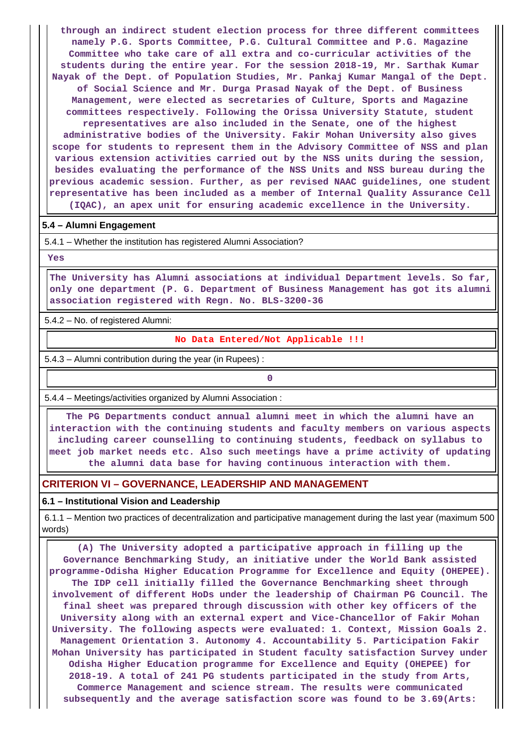through an indirect student election process for three different committees namely P.G. Sports Committee, P.G. Cultural Committee and P.G. Magazine Committee who take care of all extra and co-curricular activities of the students during the entire year. For the session 2018-19, Mr. Sarthak Kumar Nayak of the Dept. of Population Studies, Mr. Pankaj Kumar Mangal of the Dept. of Social Science and Mr. Durga Prasad Nayak of the Dept. of Business Management, were elected as secretaries of Culture, Sports and Magazine committees respectively. Following the Orissa University Statute, student representatives are also included in the Senate, one of the highest administrative bodies of the University. Fakir Mohan University also gives scope for students to represent them in the Advisory Committee of NSS and plan various extension activities carried out by the NSS units during the session, besides evaluating the performance of the NSS Units and NSS bureau during the previous academic session. Further, as per revised NAAC guidelines, one student representative has been included as a member of Internal Quality Assurance Cell (IQAC), an apex unit for ensuring academic excellence in the University.

### 5.4 – Alumni Engagement

5.4.1 – Whether the institution has registered Alumni Association?

Yes

The University has Alumni associations at individual Department levels. So far, only one department (P. G. Department of Business Management has got its alumni association registered with Regn. No. BLS-3200-36

5.4.2 – No. of registered Alumni:

No Data Entered/Not Applicable !!!

5.4.3 – Alumni contribution during the year (in Rupees) :

0

5.4.4 – Meetings/activities organized by Alumni Association :

The PG Departments conduct annual alumni meet in which the alumni have an interaction with the continuing students and faculty members on various aspects including career counselling to continuing students, feedback on syllabus to meet job market needs etc. Also such meetings have a prime activity of updating the alumni data base for having continuous interaction with them.

## CRITERION VI – GOVERNANCE, LEADERSHIP AND MANAGEMENT

### 6.1 – Institutional Vision and Leadership

6.1.1 – Mention two practices of decentralization and participative management during the last year (maximum 500 words)

(A) The University adopted a participative approach in filling up the Governance Benchmarking Study, an initiative under the World Bank assisted programme-Odisha Higher Education Programme for Excellence and Equity (OHEPEE). The IDP cell initially filled the Governance Benchmarking sheet through involvement of different HoDs under the leadership of Chairman PG Council. The final sheet was prepared through discussion with other key officers of the University along with an external expert and Vice-Chancellor of Fakir Mohan University. The following aspects were evaluated: 1. Context, Mission Goals 2. Management Orientation 3. Autonomy 4. Accountability 5. Participation Fakir Mohan University has participated in Student faculty satisfaction Survey under Odisha Higher Education programme for Excellence and Equity (OHEPEE) for 2018-19. A total of 241 PG students participated in the study from Arts, Commerce Management and science stream. The results were communicated subsequently and the average satisfaction score was found to be 3.69(Arts: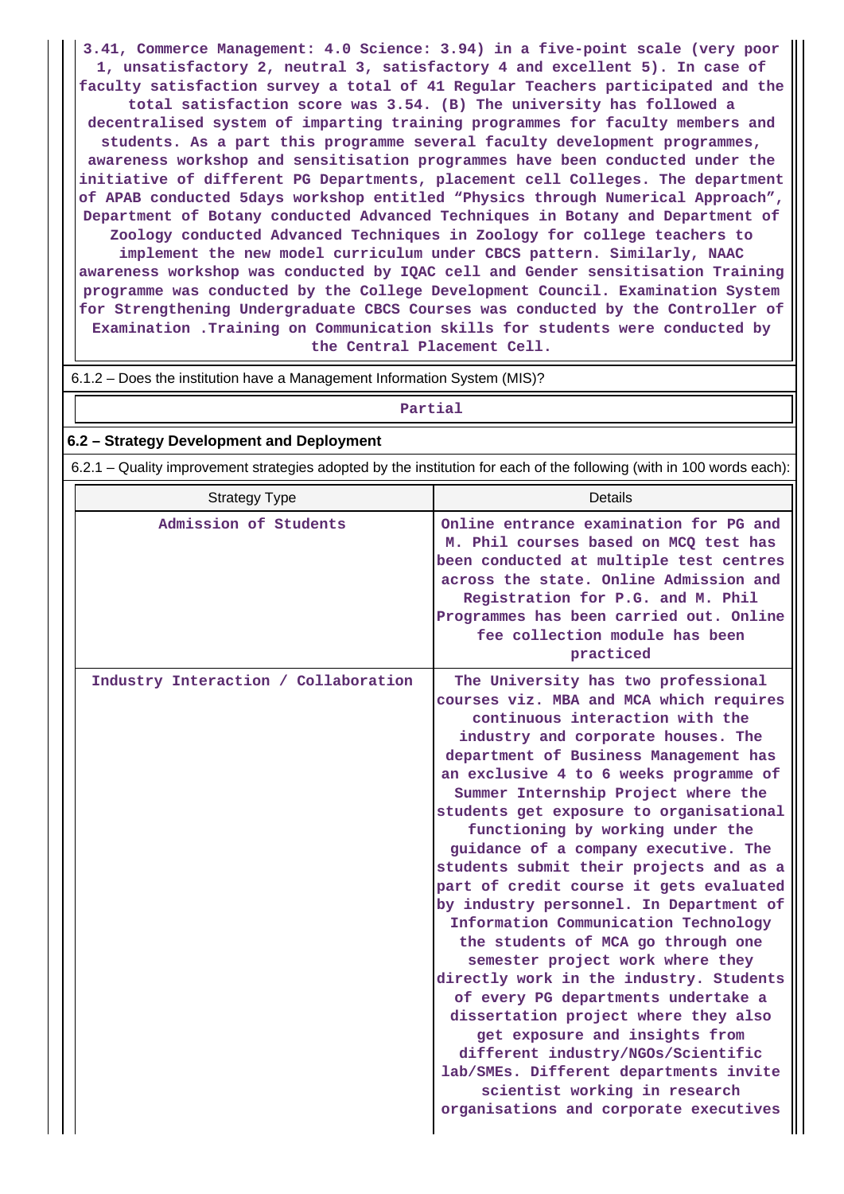3.41, Commerce Management: 4.0 Science: 3.94) in a five-point scale (very poor 1, unsatisfactory 2, neutral 3, satisfactory 4 and excellent 5). In case of faculty satisfaction survey a total of 41 Regular Teachers participated and the total satisfaction score was 3.54. (B) The university has followed a decentralised system of imparting training programmes for faculty members and students. As a part this programme several faculty development programmes, awareness workshop and sensitisation programmes have been conducted under the initiative of different PG Departments, placement cell Colleges. The department of APAB conducted 5days workshop entitled "Physics through Numerical Approach", Department of Botany conducted Advanced Techniques in Botany and Department of Zoology conducted Advanced Techniques in Zoology for college teachers to implement the new model curriculum under CBCS pattern. Similarly, NAAC awareness workshop was conducted by IQAC cell and Gender sensitisation Training programme was conducted by the College Development Council. Examination System for Strengthening Undergraduate CBCS Courses was conducted by the Controller of Examination .Training on Communication skills for students were conducted by the Central Placement Cell.

6.1.2 – Does the institution have a Management Information System (MIS)?

Partial

## 6.2 – Strategy Development and Deployment

6.2.1 – Quality improvement strategies adopted by the institution for each of the following (with in 100 words each):

| Strategy Type | Details |
|---|---|
| Admission of Students | Online entrance examination for PG and M. Phil courses based on MCQ test has been conducted at multiple test centres across the state. Online Admission and Registration for P.G. and M. Phil Programmes has been carried out. Online fee collection module has been practiced |
| Industry Interaction / Collaboration | The University has two professional courses viz. MBA and MCA which requires continuous interaction with the industry and corporate houses. The department of Business Management has an exclusive 4 to 6 weeks programme of Summer Internship Project where the students get exposure to organisational functioning by working under the guidance of a company executive. The students submit their projects and as a part of credit course it gets evaluated by industry personnel. In Department of Information Communication Technology the students of MCA go through one semester project work where they directly work in the industry. Students of every PG departments undertake a dissertation project where they also get exposure and insights from different industry/NGOs/Scientific lab/SMEs. Different departments invite scientist working in research organisations and corporate executives |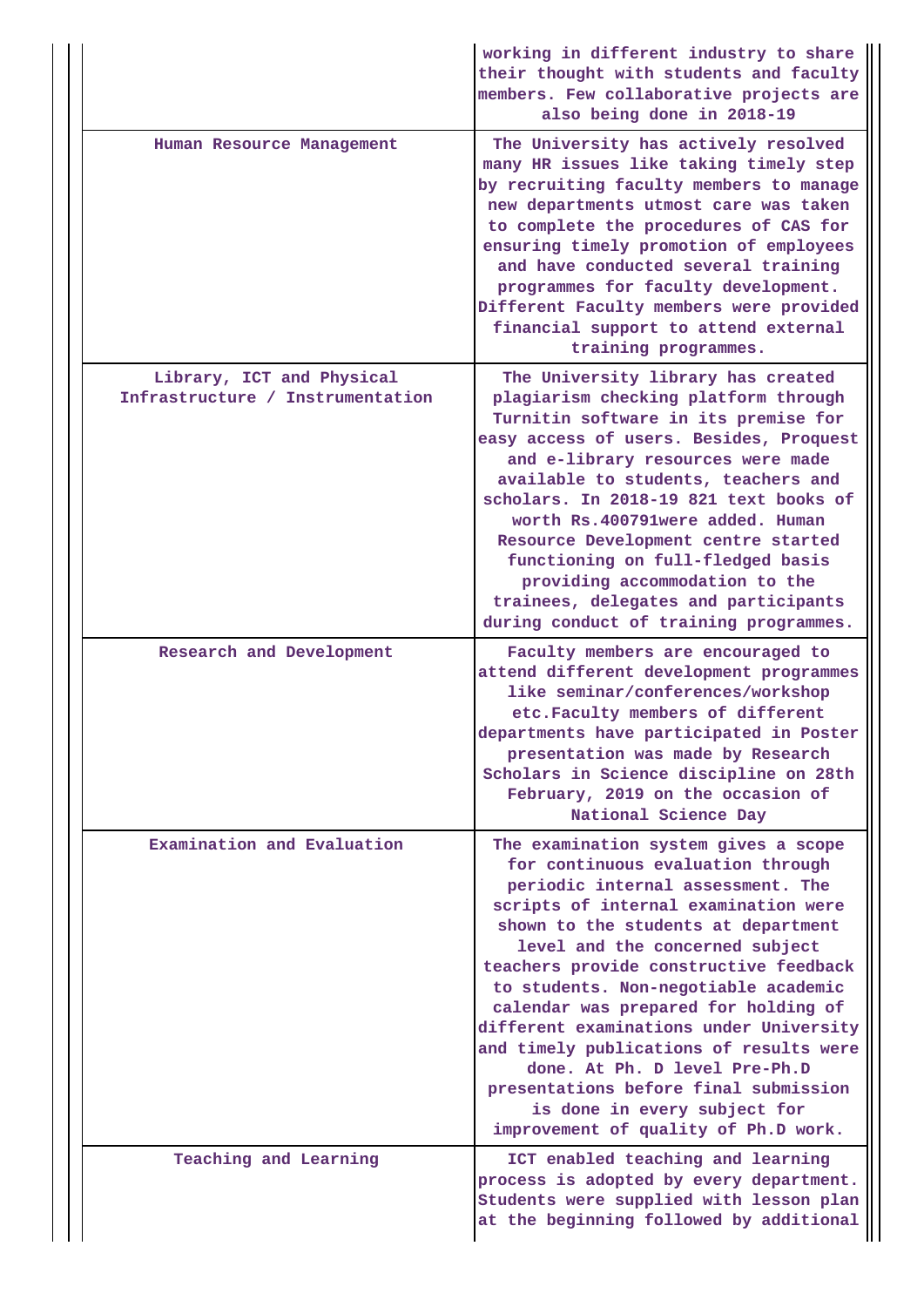| | |
|---|---|
| | working in different industry to share their thought with students and faculty members. Few collaborative projects are also being done in 2018-19 |
| Human Resource Management | The University has actively resolved many HR issues like taking timely step by recruiting faculty members to manage new departments utmost care was taken to complete the procedures of CAS for ensuring timely promotion of employees and have conducted several training programmes for faculty development. Different Faculty members were provided financial support to attend external training programmes. |
| Library, ICT and Physical Infrastructure / Instrumentation | The University library has created plagiarism checking platform through Turnitin software in its premise for easy access of users. Besides, Proquest and e-library resources were made available to students, teachers and scholars. In 2018-19 821 text books of worth Rs.400791were added. Human Resource Development centre started functioning on full-fledged basis providing accommodation to the trainees, delegates and participants during conduct of training programmes. |
| Research and Development | Faculty members are encouraged to attend different development programmes like seminar/conferences/workshop etc.Faculty members of different departments have participated in Poster presentation was made by Research Scholars in Science discipline on 28th February, 2019 on the occasion of National Science Day |
| Examination and Evaluation | The examination system gives a scope for continuous evaluation through periodic internal assessment. The scripts of internal examination were shown to the students at department level and the concerned subject teachers provide constructive feedback to students. Non-negotiable academic calendar was prepared for holding of different examinations under University and timely publications of results were done. At Ph. D level Pre-Ph.D presentations before final submission is done in every subject for improvement of quality of Ph.D work. |
| Teaching and Learning | ICT enabled teaching and learning process is adopted by every department. Students were supplied with lesson plan at the beginning followed by additional |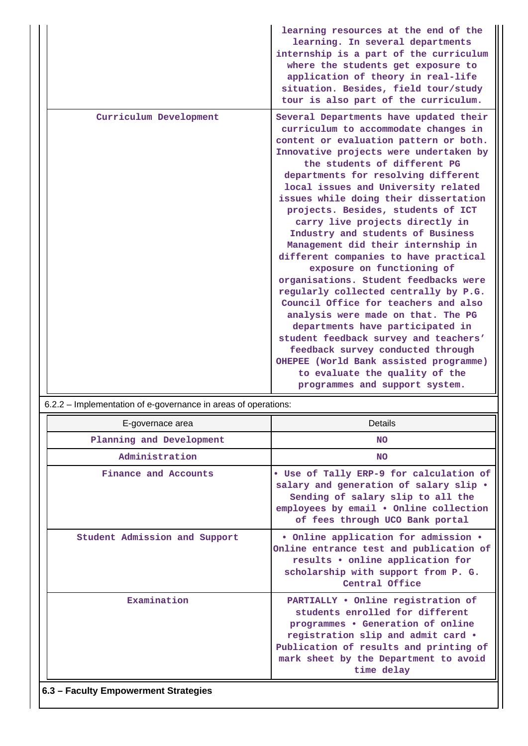| | |
|---|---|
| | learning resources at the end of the learning. In several departments internship is a part of the curriculum where the students get exposure to application of theory in real-life situation. Besides, field tour/study tour is also part of the curriculum. |
| Curriculum Development | Several Departments have updated their curriculum to accommodate changes in content or evaluation pattern or both. Innovative projects were undertaken by the students of different PG departments for resolving different local issues and University related issues while doing their dissertation projects. Besides, students of ICT carry live projects directly in Industry and students of Business Management did their internship in different companies to have practical exposure on functioning of organisations. Student feedbacks were regularly collected centrally by P.G. Council Office for teachers and also analysis were made on that. The PG departments have participated in student feedback survey and teachers' feedback survey conducted through OHEPEE (World Bank assisted programme) to evaluate the quality of the programmes and support system. |

6.2.2 – Implementation of e-governance in areas of operations:

| E-governace area | Details |
|---|---|
| Planning and Development | NO |
| Administration | NO |
| Finance and Accounts | • Use of Tally ERP-9 for calculation of salary and generation of salary slip • Sending of salary slip to all the employees by email • Online collection of fees through UCO Bank portal |
| Student Admission and Support | • Online application for admission • Online entrance test and publication of results • online application for scholarship with support from P. G. Central Office |
| Examination | PARTIALLY • Online registration of students enrolled for different programmes • Generation of online registration slip and admit card • Publication of results and printing of mark sheet by the Department to avoid time delay |

**6.3 – Faculty Empowerment Strategies**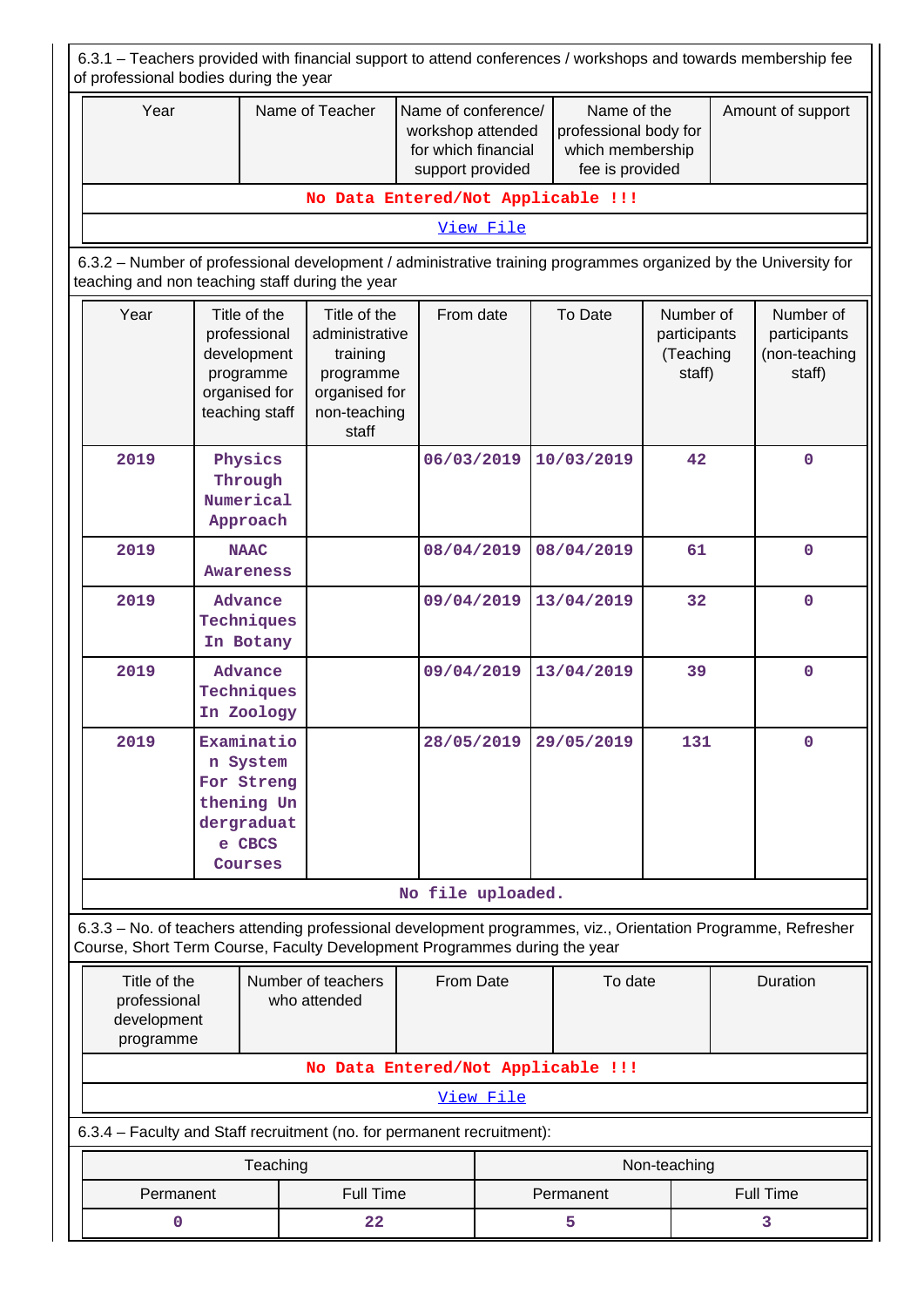6.3.1 – Teachers provided with financial support to attend conferences / workshops and towards membership fee of professional bodies during the year

| Year | Name of Teacher | Name of conference/ workshop attended for which financial support provided | Name of the professional body for which membership fee is provided | Amount of support |
|---|---|---|---|---|
| No Data Entered/Not Applicable !!! | | | | |
| View File | | | | |

6.3.2 – Number of professional development / administrative training programmes organized by the University for teaching and non teaching staff during the year

| Year | Title of the professional development programme organised for teaching staff | Title of the administrative training programme organised for non-teaching staff | From date | To Date | Number of participants (Teaching staff) | Number of participants (non-teaching staff) |
|---|---|---|---|---|---|---|
| 2019 | Physics Through Numerical Approach | | 06/03/2019 | 10/03/2019 | 42 | 0 |
| 2019 | NAAC Awareness | | 08/04/2019 | 08/04/2019 | 61 | 0 |
| 2019 | Advance Techniques In Botany | | 09/04/2019 | 13/04/2019 | 32 | 0 |
| 2019 | Advance Techniques In Zoology | | 09/04/2019 | 13/04/2019 | 39 | 0 |
| 2019 | Examination System For Strengthening Undergraduate CBCS Courses | | 28/05/2019 | 29/05/2019 | 131 | 0 |
| No file uploaded. | | | | | | |

6.3.3 – No. of teachers attending professional development programmes, viz., Orientation Programme, Refresher Course, Short Term Course, Faculty Development Programmes during the year

| Title of the professional development programme | Number of teachers who attended | From Date | To date | Duration |
|---|---|---|---|---|
| No Data Entered/Not Applicable !!! | | | | |
| View File | | | | |

6.3.4 – Faculty and Staff recruitment (no. for permanent recruitment):

| Teaching | | Non-teaching | |
|---|---|---|---|
| Permanent | Full Time | Permanent | Full Time |
| 0 | 22 | 5 | 3 |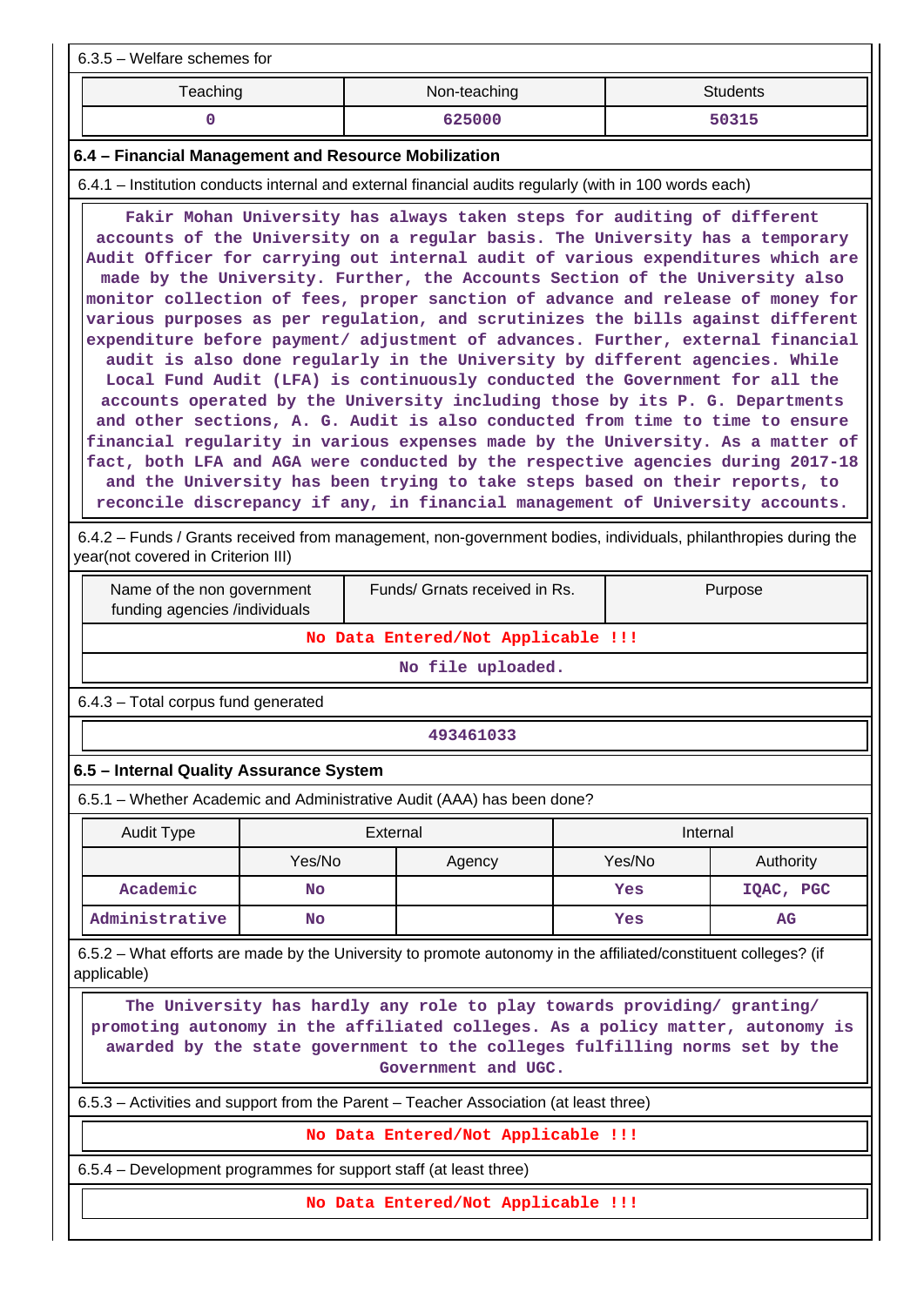6.3.5 – Welfare schemes for

| Teaching | Non-teaching | Students |
|---|---|---|
| 0 | 625000 | 50315 |

### 6.4 – Financial Management and Resource Mobilization

6.4.1 – Institution conducts internal and external financial audits regularly (with in 100 words each)

Fakir Mohan University has always taken steps for auditing of different accounts of the University on a regular basis. The University has a temporary Audit Officer for carrying out internal audit of various expenditures which are made by the University. Further, the Accounts Section of the University also monitor collection of fees, proper sanction of advance and release of money for various purposes as per regulation, and scrutinizes the bills against different expenditure before payment/ adjustment of advances. Further, external financial audit is also done regularly in the University by different agencies. While Local Fund Audit (LFA) is continuously conducted the Government for all the accounts operated by the University including those by its P. G. Departments and other sections, A. G. Audit is also conducted from time to time to ensure financial regularity in various expenses made by the University. As a matter of fact, both LFA and AGA were conducted by the respective agencies during 2017-18 and the University has been trying to take steps based on their reports, to reconcile discrepancy if any, in financial management of University accounts.

6.4.2 – Funds / Grants received from management, non-government bodies, individuals, philanthropies during the year(not covered in Criterion III)

| Name of the non government funding agencies /individuals | Funds/ Grnats received in Rs. | Purpose |
|---|---|---|
| No Data Entered/Not Applicable !!! | | |
| No file uploaded. | | |

6.4.3 – Total corpus fund generated

493461033

### 6.5 – Internal Quality Assurance System

6.5.1 – Whether Academic and Administrative Audit (AAA) has been done?

| Audit Type | External | | Internal | |
|---|---|---|---|---|
| | Yes/No | Agency | Yes/No | Authority |
| Academic | No | | Yes | IQAC, PGC |
| Administrative | No | | Yes | AG |

6.5.2 – What efforts are made by the University to promote autonomy in the affiliated/constituent colleges? (if applicable)

The University has hardly any role to play towards providing/ granting/ promoting autonomy in the affiliated colleges. As a policy matter, autonomy is awarded by the state government to the colleges fulfilling norms set by the Government and UGC.

6.5.3 – Activities and support from the Parent – Teacher Association (at least three)

No Data Entered/Not Applicable !!!

6.5.4 – Development programmes for support staff (at least three)

No Data Entered/Not Applicable !!!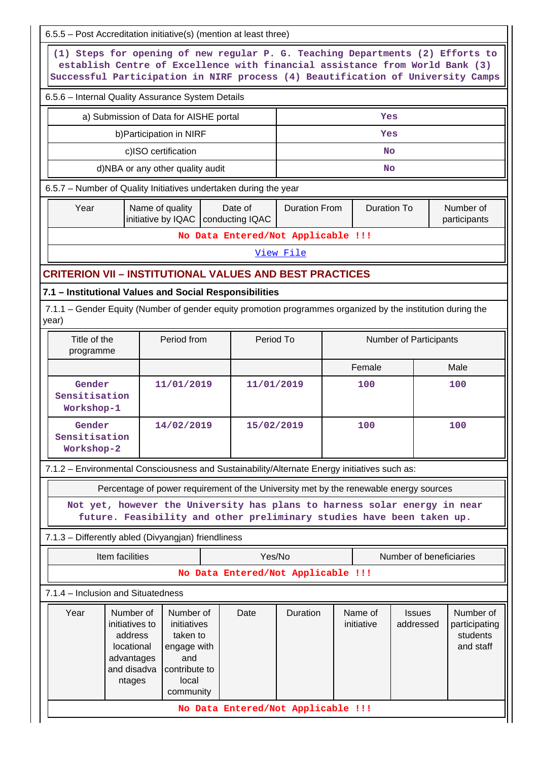6.5.5 – Post Accreditation initiative(s) (mention at least three)

(1) Steps for opening of new regular P. G. Teaching Departments (2) Efforts to establish Centre of Excellence with financial assistance from World Bank (3) Successful Participation in NIRF process (4) Beautification of University Camps

6.5.6 – Internal Quality Assurance System Details

| | |
|---|---|
| a) Submission of Data for AISHE portal | Yes |
| b)Participation in NIRF | Yes |
| c)ISO certification | No |
| d)NBA or any other quality audit | No |

6.5.7 – Number of Quality Initiatives undertaken during the year

| Year | Name of quality initiative by IQAC | Date of conducting IQAC | Duration From | Duration To | Number of participants |
|---|---|---|---|---|---|
| No Data Entered/Not Applicable !!! | | | | | |

View File

## CRITERION VII – INSTITUTIONAL VALUES AND BEST PRACTICES

### 7.1 – Institutional Values and Social Responsibilities

7.1.1 – Gender Equity (Number of gender equity promotion programmes organized by the institution during the year)

| Title of the programme | Period from | Period To | Number of Participants | |
|---|---|---|---|---|
| | | | Female | Male |
| Gender Sensitisation Workshop-1 | 11/01/2019 | 11/01/2019 | 100 | 100 |
| Gender Sensitisation Workshop-2 | 14/02/2019 | 15/02/2019 | 100 | 100 |

7.1.2 – Environmental Consciousness and Sustainability/Alternate Energy initiatives such as:

| Percentage of power requirement of the University met by the renewable energy sources |
|---|
| Not yet, however the University has plans to harness solar energy in near future. Feasibility and other preliminary studies have been taken up. |

7.1.3 – Differently abled (Divyangjan) friendliness

| Item facilities | Yes/No | Number of beneficiaries |
|---|---|---|
| No Data Entered/Not Applicable !!! | | |

7.1.4 – Inclusion and Situatedness

| Year | Number of initiatives to address locational advantages and disadvantages | Number of initiatives taken to engage with and contribute to local community | Date | Duration | Name of initiative | Issues addressed | Number of participating students and staff |
|---|---|---|---|---|---|---|---|
| No Data Entered/Not Applicable !!! | | | | | | | |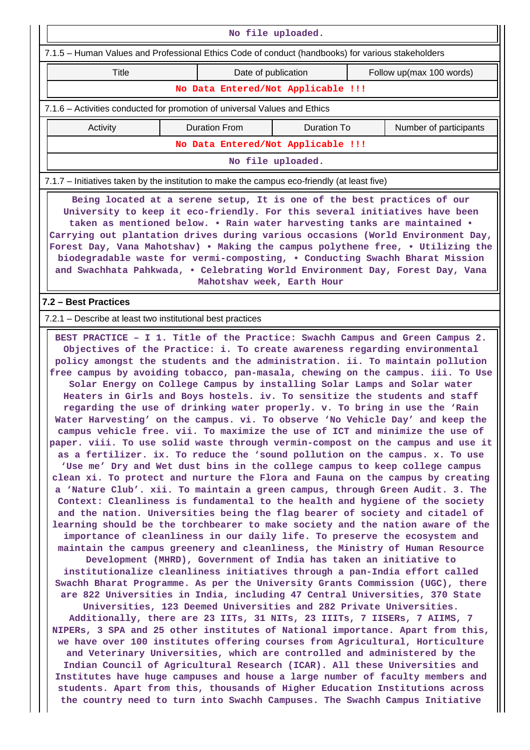No file uploaded.

7.1.5 – Human Values and Professional Ethics Code of conduct (handbooks) for various stakeholders

| Title | Date of publication | Follow up(max 100 words) |
|---|---|---|
| No Data Entered/Not Applicable !!! | | |

7.1.6 – Activities conducted for promotion of universal Values and Ethics

| Activity | Duration From | Duration To | Number of participants |
|---|---|---|---|
| No Data Entered/Not Applicable !!! | | | |

No file uploaded.

7.1.7 – Initiatives taken by the institution to make the campus eco-friendly (at least five)

Being located at a serene setup, It is one of the best practices of our University to keep it eco-friendly. For this several initiatives have been taken as mentioned below. • Rain water harvesting tanks are maintained • Carrying out plantation drives during various occasions (World Environment Day, Forest Day, Vana Mahotshav) • Making the campus polythene free, • Utilizing the biodegradable waste for vermi-composting, • Conducting Swachh Bharat Mission and Swachhata Pahkwada, • Celebrating World Environment Day, Forest Day, Vana Mahotshav week, Earth Hour

## 7.2 – Best Practices

7.2.1 – Describe at least two institutional best practices

BEST PRACTICE – I 1. Title of the Practice: Swachh Campus and Green Campus 2. Objectives of the Practice: i. To create awareness regarding environmental policy amongst the students and the administration. ii. To maintain pollution free campus by avoiding tobacco, pan-masala, chewing on the campus. iii. To Use Solar Energy on College Campus by installing Solar Lamps and Solar water Heaters in Girls and Boys hostels. iv. To sensitize the students and staff regarding the use of drinking water properly. v. To bring in use the 'Rain Water Harvesting' on the campus. vi. To observe 'No Vehicle Day' and keep the campus vehicle free. vii. To maximize the use of ICT and minimize the use of paper. viii. To use solid waste through vermin-compost on the campus and use it as a fertilizer. ix. To reduce the 'sound pollution on the campus. x. To use 'Use me' Dry and Wet dust bins in the college campus to keep college campus clean xi. To protect and nurture the Flora and Fauna on the campus by creating a 'Nature Club'. xii. To maintain a green campus, through Green Audit. 3. The Context: Cleanliness is fundamental to the health and hygiene of the society and the nation. Universities being the flag bearer of society and citadel of learning should be the torchbearer to make society and the nation aware of the importance of cleanliness in our daily life. To preserve the ecosystem and maintain the campus greenery and cleanliness, the Ministry of Human Resource Development (MHRD), Government of India has taken an initiative to institutionalize cleanliness initiatives through a pan-India effort called Swachh Bharat Programme. As per the University Grants Commission (UGC), there are 822 Universities in India, including 47 Central Universities, 370 State Universities, 123 Deemed Universities and 282 Private Universities. Additionally, there are 23 IITs, 31 NITs, 23 IIITs, 7 IISERs, 7 AIIMS, 7 NIPERs, 3 SPA and 25 other institutes of National importance. Apart from this, we have over 100 institutes offering courses from Agricultural, Horticulture and Veterinary Universities, which are controlled and administered by the Indian Council of Agricultural Research (ICAR). All these Universities and Institutes have huge campuses and house a large number of faculty members and students. Apart from this, thousands of Higher Education Institutions across the country need to turn into Swachh Campuses. The Swachh Campus Initiative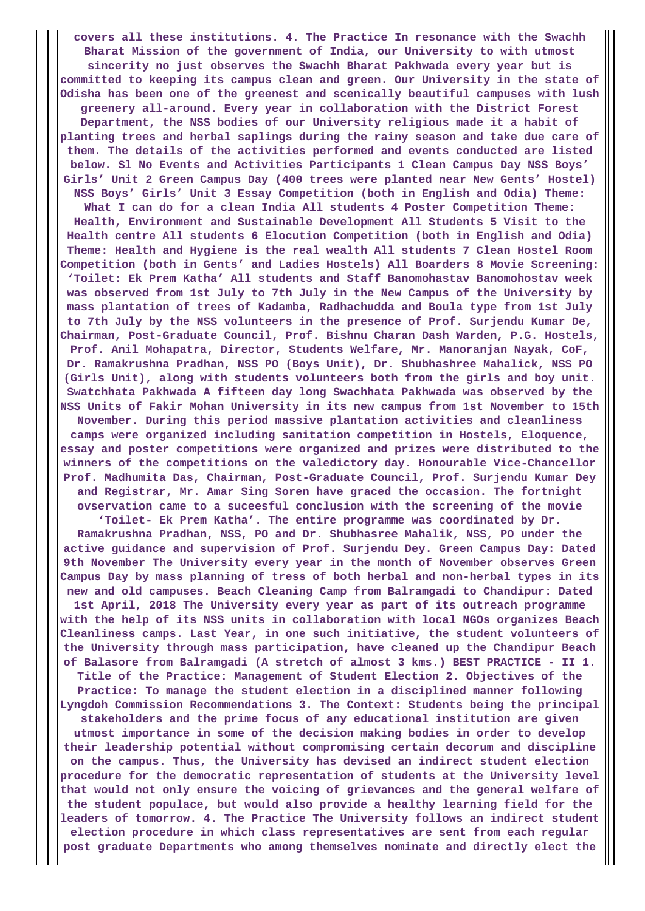covers all these institutions. 4. The Practice In resonance with the Swachh Bharat Mission of the government of India, our University to with utmost sincerity no just observes the Swachh Bharat Pakhwada every year but is committed to keeping its campus clean and green. Our University in the state of Odisha has been one of the greenest and scenically beautiful campuses with lush greenery all-around. Every year in collaboration with the District Forest Department, the NSS bodies of our University religious made it a habit of planting trees and herbal saplings during the rainy season and take due care of them. The details of the activities performed and events conducted are listed below. Sl No Events and Activities Participants 1 Clean Campus Day NSS Boys' Girls' Unit 2 Green Campus Day (400 trees were planted near New Gents' Hostel) NSS Boys' Girls' Unit 3 Essay Competition (both in English and Odia) Theme: What I can do for a clean India All students 4 Poster Competition Theme: Health, Environment and Sustainable Development All Students 5 Visit to the Health centre All students 6 Elocution Competition (both in English and Odia) Theme: Health and Hygiene is the real wealth All students 7 Clean Hostel Room Competition (both in Gents' and Ladies Hostels) All Boarders 8 Movie Screening: 'Toilet: Ek Prem Katha' All students and Staff Banomohastav Banomohostav week was observed from 1st July to 7th July in the New Campus of the University by mass plantation of trees of Kadamba, Radhachudda and Boula type from 1st July to 7th July by the NSS volunteers in the presence of Prof. Surjendu Kumar De, Chairman, Post-Graduate Council, Prof. Bishnu Charan Dash Warden, P.G. Hostels, Prof. Anil Mohapatra, Director, Students Welfare, Mr. Manoranjan Nayak, CoF, Dr. Ramakrushna Pradhan, NSS PO (Boys Unit), Dr. Shubhashree Mahalick, NSS PO (Girls Unit), along with students volunteers both from the girls and boy unit. Swatchhata Pakhwada A fifteen day long Swachhata Pakhwada was observed by the NSS Units of Fakir Mohan University in its new campus from 1st November to 15th November. During this period massive plantation activities and cleanliness camps were organized including sanitation competition in Hostels, Eloquence, essay and poster competitions were organized and prizes were distributed to the winners of the competitions on the valedictory day. Honourable Vice-Chancellor Prof. Madhumita Das, Chairman, Post-Graduate Council, Prof. Surjendu Kumar Dey and Registrar, Mr. Amar Sing Soren have graced the occasion. The fortnight ovservation came to a suceesful conclusion with the screening of the movie 'Toilet- Ek Prem Katha'. The entire programme was coordinated by Dr. Ramakrushna Pradhan, NSS, PO and Dr. Shubhasree Mahalik, NSS, PO under the active guidance and supervision of Prof. Surjendu Dey. Green Campus Day: Dated 9th November The University every year in the month of November observes Green Campus Day by mass planning of tress of both herbal and non-herbal types in its new and old campuses. Beach Cleaning Camp from Balramgadi to Chandipur: Dated 1st April, 2018 The University every year as part of its outreach programme with the help of its NSS units in collaboration with local NGOs organizes Beach Cleanliness camps. Last Year, in one such initiative, the student volunteers of the University through mass participation, have cleaned up the Chandipur Beach of Balasore from Balramgadi (A stretch of almost 3 kms.) BEST PRACTICE - II 1. Title of the Practice: Management of Student Election 2. Objectives of the Practice: To manage the student election in a disciplined manner following Lyngdoh Commission Recommendations 3. The Context: Students being the principal stakeholders and the prime focus of any educational institution are given utmost importance in some of the decision making bodies in order to develop their leadership potential without compromising certain decorum and discipline on the campus. Thus, the University has devised an indirect student election procedure for the democratic representation of students at the University level that would not only ensure the voicing of grievances and the general welfare of the student populace, but would also provide a healthy learning field for the leaders of tomorrow. 4. The Practice The University follows an indirect student election procedure in which class representatives are sent from each regular post graduate Departments who among themselves nominate and directly elect the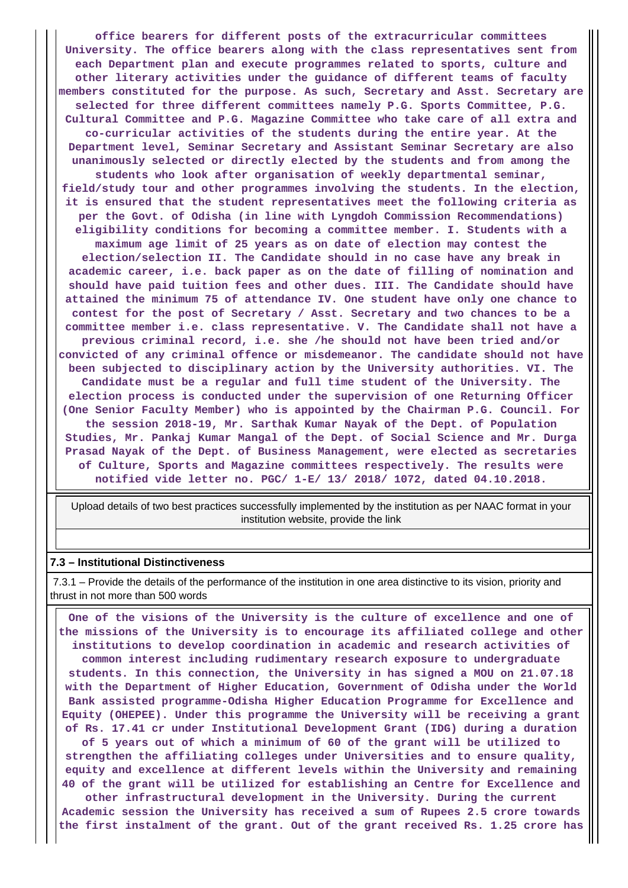**office bearers for different posts of the extracurricular committees University. The office bearers along with the class representatives sent from each Department plan and execute programmes related to sports, culture and other literary activities under the guidance of different teams of faculty members constituted for the purpose. As such, Secretary and Asst. Secretary are selected for three different committees namely P.G. Sports Committee, P.G. Cultural Committee and P.G. Magazine Committee who take care of all extra and co-curricular activities of the students during the entire year. At the Department level, Seminar Secretary and Assistant Seminar Secretary are also unanimously selected or directly elected by the students and from among the students who look after organisation of weekly departmental seminar, field/study tour and other programmes involving the students. In the election, it is ensured that the student representatives meet the following criteria as per the Govt. of Odisha (in line with Lyngdoh Commission Recommendations) eligibility conditions for becoming a committee member. I. Students with a maximum age limit of 25 years as on date of election may contest the election/selection II. The Candidate should in no case have any break in academic career, i.e. back paper as on the date of filling of nomination and should have paid tuition fees and other dues. III. The Candidate should have attained the minimum 75 of attendance IV. One student have only one chance to contest for the post of Secretary / Asst. Secretary and two chances to be a committee member i.e. class representative. V. The Candidate shall not have a previous criminal record, i.e. she /he should not have been tried and/or convicted of any criminal offence or misdemeanor. The candidate should not have been subjected to disciplinary action by the University authorities. VI. The Candidate must be a regular and full time student of the University. The election process is conducted under the supervision of one Returning Officer (One Senior Faculty Member) who is appointed by the Chairman P.G. Council. For the session 2018-19, Mr. Sarthak Kumar Nayak of the Dept. of Population Studies, Mr. Pankaj Kumar Mangal of the Dept. of Social Science and Mr. Durga Prasad Nayak of the Dept. of Business Management, were elected as secretaries of Culture, Sports and Magazine committees respectively. The results were notified vide letter no. PGC/ 1-E/ 13/ 2018/ 1072, dated 04.10.2018.**

Upload details of two best practices successfully implemented by the institution as per NAAC format in your institution website, provide the link

### 7.3 – Institutional Distinctiveness

7.3.1 – Provide the details of the performance of the institution in one area distinctive to its vision, priority and thrust in not more than 500 words

**One of the visions of the University is the culture of excellence and one of the missions of the University is to encourage its affiliated college and other institutions to develop coordination in academic and research activities of common interest including rudimentary research exposure to undergraduate students. In this connection, the University in has signed a MOU on 21.07.18 with the Department of Higher Education, Government of Odisha under the World Bank assisted programme-Odisha Higher Education Programme for Excellence and Equity (OHEPEE). Under this programme the University will be receiving a grant of Rs. 17.41 cr under Institutional Development Grant (IDG) during a duration of 5 years out of which a minimum of 60 of the grant will be utilized to strengthen the affiliating colleges under Universities and to ensure quality, equity and excellence at different levels within the University and remaining 40 of the grant will be utilized for establishing an Centre for Excellence and other infrastructural development in the University. During the current Academic session the University has received a sum of Rupees 2.5 crore towards the first instalment of the grant. Out of the grant received Rs. 1.25 crore has**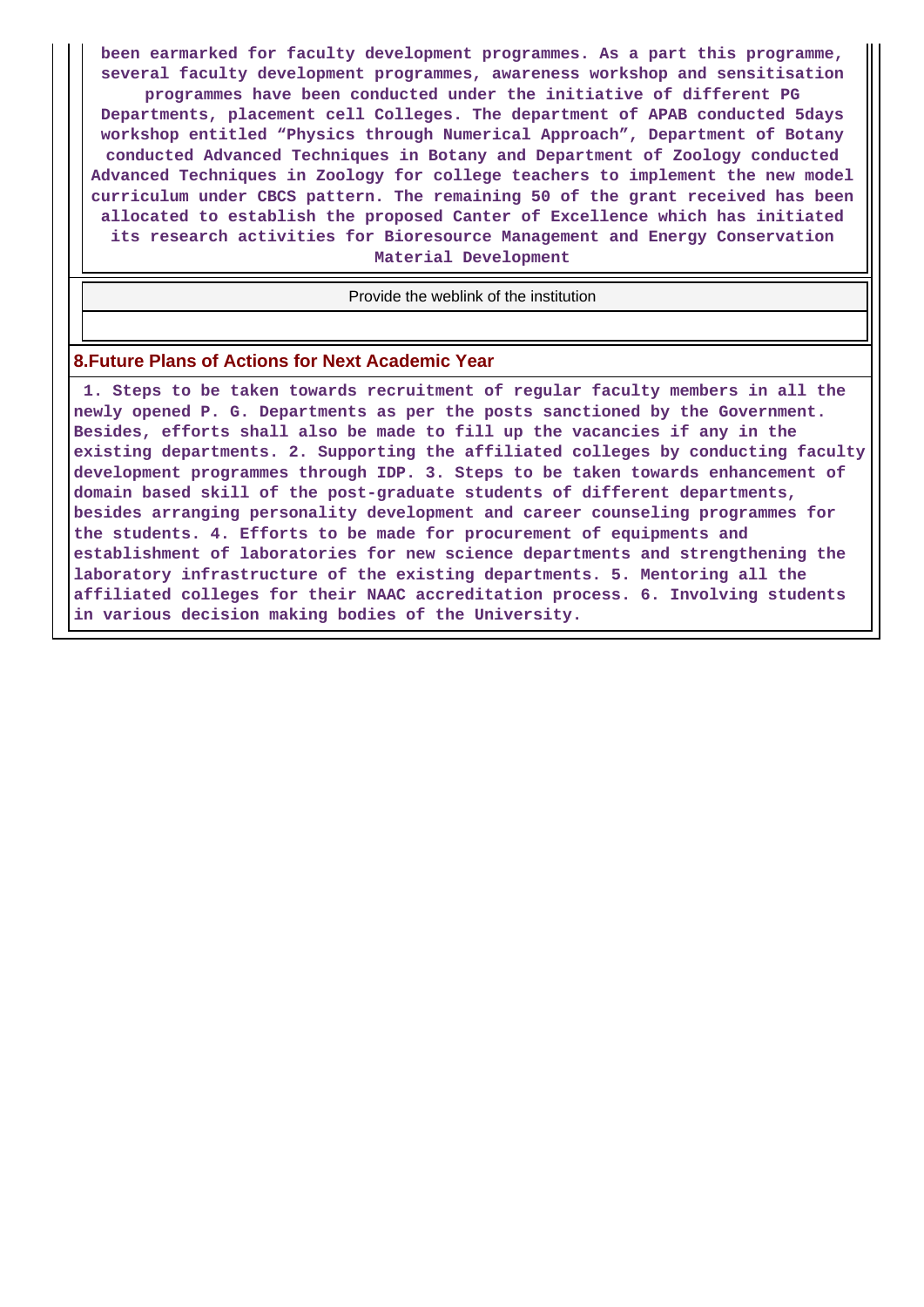been earmarked for faculty development programmes. As a part this programme, several faculty development programmes, awareness workshop and sensitisation programmes have been conducted under the initiative of different PG Departments, placement cell Colleges. The department of APAB conducted 5days workshop entitled "Physics through Numerical Approach", Department of Botany conducted Advanced Techniques in Botany and Department of Zoology conducted Advanced Techniques in Zoology for college teachers to implement the new model curriculum under CBCS pattern. The remaining 50 of the grant received has been allocated to establish the proposed Canter of Excellence which has initiated its research activities for Bioresource Management and Energy Conservation Material Development

| Provide the weblink of the institution |
| --- |
| |

## 8.Future Plans of Actions for Next Academic Year

1. Steps to be taken towards recruitment of regular faculty members in all the newly opened P. G. Departments as per the posts sanctioned by the Government. Besides, efforts shall also be made to fill up the vacancies if any in the existing departments. 2. Supporting the affiliated colleges by conducting faculty development programmes through IDP. 3. Steps to be taken towards enhancement of domain based skill of the post-graduate students of different departments, besides arranging personality development and career counseling programmes for the students. 4. Efforts to be made for procurement of equipments and establishment of laboratories for new science departments and strengthening the laboratory infrastructure of the existing departments. 5. Mentoring all the affiliated colleges for their NAAC accreditation process. 6. Involving students in various decision making bodies of the University.